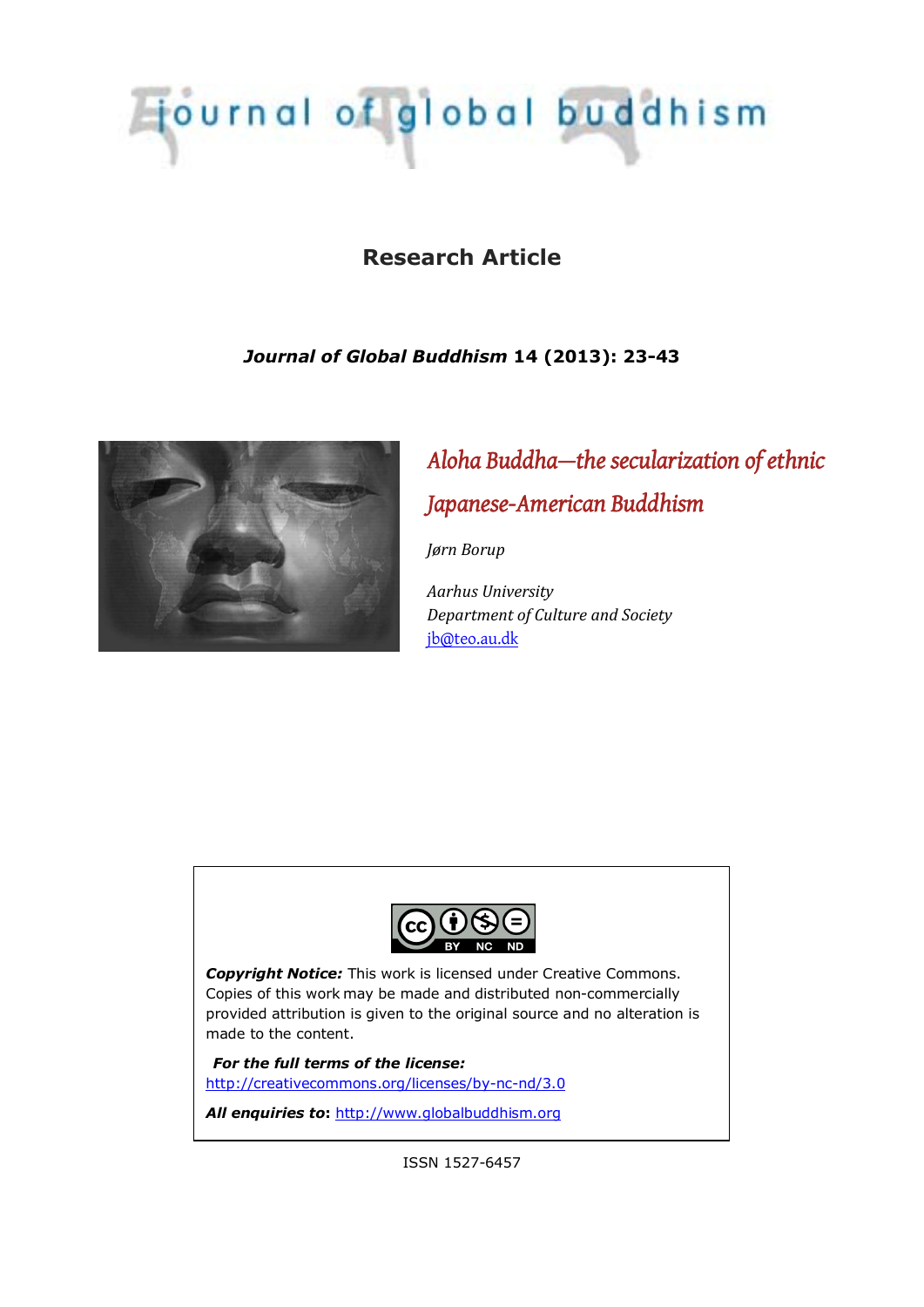# journal of global buddhism

**Research Article**

***Journal of Global Buddhism* 14 (2013): 23-43**

## *Aloha Buddha—the secularization of ethnic Japanese-American Buddhism*

*Jørn Borup*

*Aarhus University*
*Department of Culture and Society*
jb@teo.au.dk

***Copyright Notice:*** This work is licensed under Creative Commons. Copies of this work may be made and distributed non-commercially provided attribution is given to the original source and no alteration is made to the content.

***For the full terms of the license:***
http://creativecommons.org/licenses/by-nc-nd/3.0

***All enquiries to*:** http://www.globalbuddhism.org

ISSN 1527-6457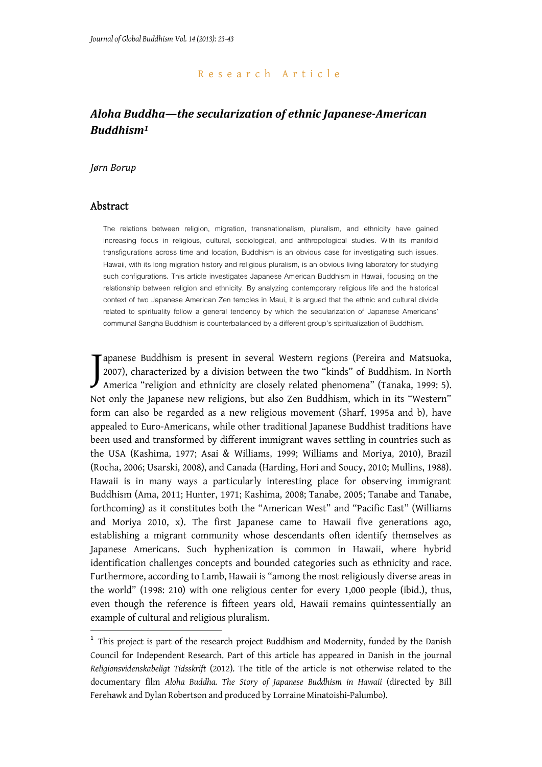*Research Article*

# *Aloha Buddha—the secularization of ethnic Japanese-American Buddhism*[1]

*Jørn Borup*

## Abstract

The relations between religion, migration, transnationalism, pluralism, and ethnicity have gained increasing focus in religious, cultural, sociological, and anthropological studies. With its manifold transfigurations across time and location, Buddhism is an obvious case for investigating such issues. Hawaii, with its long migration history and religious pluralism, is an obvious living laboratory for studying such configurations. This article investigates Japanese American Buddhism in Hawaii, focusing on the relationship between religion and ethnicity. By analyzing contemporary religious life and the historical context of two Japanese American Zen temples in Maui, it is argued that the ethnic and cultural divide related to spirituality follow a general tendency by which the secularization of Japanese Americans' communal Sangha Buddhism is counterbalanced by a different group's spiritualization of Buddhism.

Japanese Buddhism is present in several Western regions (Pereira and Matsuoka, 2007), characterized by a division between the two "kinds" of Buddhism. In North America "religion and ethnicity are closely related phenomena" (Tanaka, 1999: 5). Not only the Japanese new religions, but also Zen Buddhism, which in its "Western" form can also be regarded as a new religious movement (Sharf, 1995a and b), have appealed to Euro-Americans, while other traditional Japanese Buddhist traditions have been used and transformed by different immigrant waves settling in countries such as the USA (Kashima, 1977; Asai & Williams, 1999; Williams and Moriya, 2010), Brazil (Rocha, 2006; Usarski, 2008), and Canada (Harding, Hori and Soucy, 2010; Mullins, 1988). Hawaii is in many ways a particularly interesting place for observing immigrant Buddhism (Ama, 2011; Hunter, 1971; Kashima, 2008; Tanabe, 2005; Tanabe and Tanabe, forthcoming) as it constitutes both the "American West" and "Pacific East" (Williams and Moriya 2010, x). The first Japanese came to Hawaii five generations ago, establishing a migrant community whose descendants often identify themselves as Japanese Americans. Such hyphenization is common in Hawaii, where hybrid identification challenges concepts and bounded categories such as ethnicity and race. Furthermore, according to Lamb, Hawaii is "among the most religiously diverse areas in the world" (1998: 210) with one religious center for every 1,000 people (ibid.), thus, even though the reference is fifteen years old, Hawaii remains quintessentially an example of cultural and religious pluralism.

---

[1] This project is part of the research project Buddhism and Modernity, funded by the Danish Council for Independent Research. Part of this article has appeared in Danish in the journal *Religionsvidenskabeligt Tidsskrift* (2012). The title of the article is not otherwise related to the documentary film *Aloha Buddha. The Story of Japanese Buddhism in Hawaii* (directed by Bill Ferehawk and Dylan Robertson and produced by Lorraine Minatoishi-Palumbo).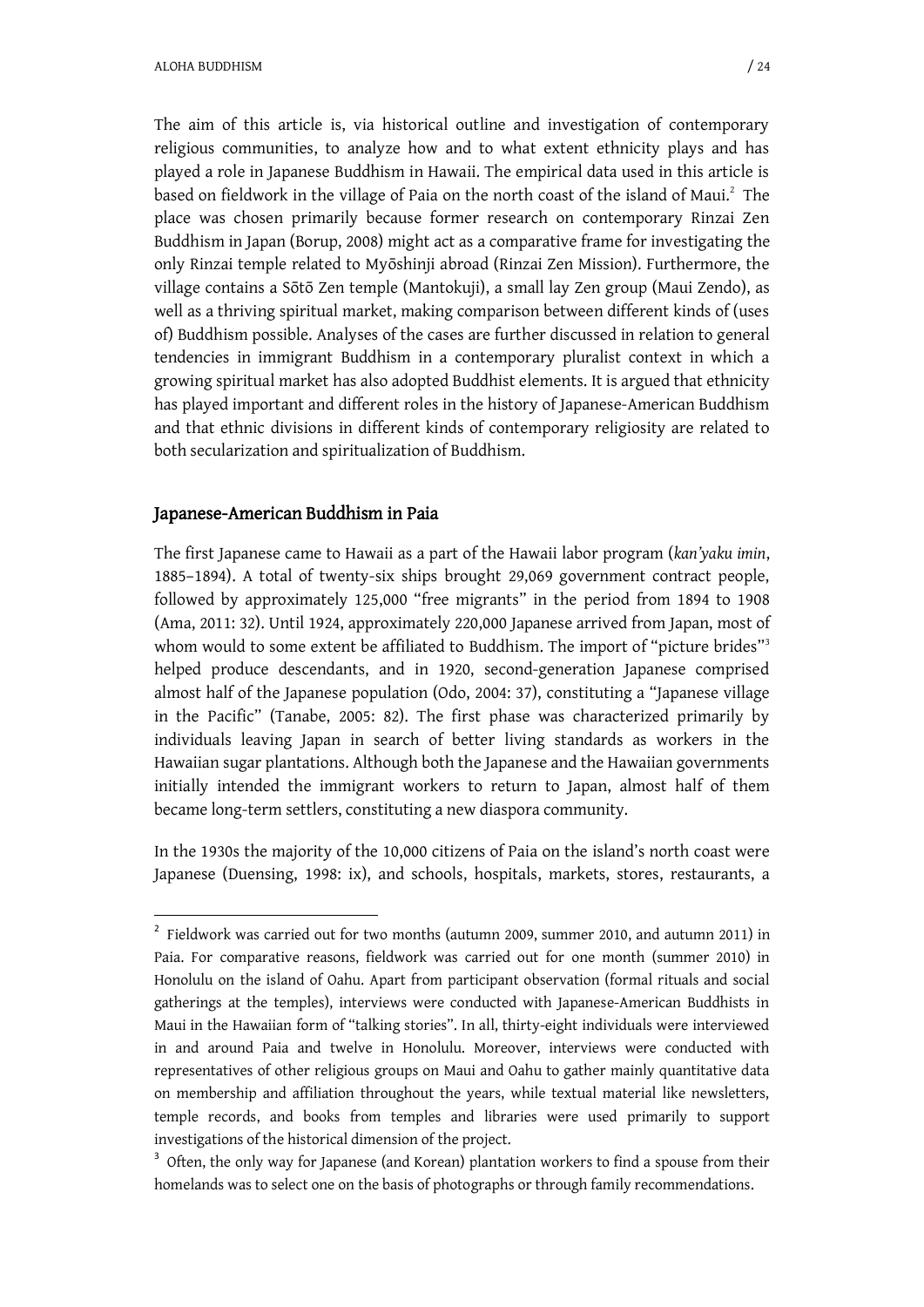The aim of this article is, via historical outline and investigation of contemporary religious communities, to analyze how and to what extent ethnicity plays and has played a role in Japanese Buddhism in Hawaii. The empirical data used in this article is based on fieldwork in the village of Paia on the north coast of the island of Maui.[2] The place was chosen primarily because former research on contemporary Rinzai Zen Buddhism in Japan (Borup, 2008) might act as a comparative frame for investigating the only Rinzai temple related to Myōshinji abroad (Rinzai Zen Mission). Furthermore, the village contains a Sōtō Zen temple (Mantokuji), a small lay Zen group (Maui Zendo), as well as a thriving spiritual market, making comparison between different kinds of (uses of) Buddhism possible. Analyses of the cases are further discussed in relation to general tendencies in immigrant Buddhism in a contemporary pluralist context in which a growing spiritual market has also adopted Buddhist elements. It is argued that ethnicity has played important and different roles in the history of Japanese-American Buddhism and that ethnic divisions in different kinds of contemporary religiosity are related to both secularization and spiritualization of Buddhism.

## Japanese-American Buddhism in Paia

The first Japanese came to Hawaii as a part of the Hawaii labor program (*kan'yaku imin*, 1885–1894). A total of twenty-six ships brought 29,069 government contract people, followed by approximately 125,000 "free migrants" in the period from 1894 to 1908 (Ama, 2011: 32). Until 1924, approximately 220,000 Japanese arrived from Japan, most of whom would to some extent be affiliated to Buddhism. The import of "picture brides"[3] helped produce descendants, and in 1920, second-generation Japanese comprised almost half of the Japanese population (Odo, 2004: 37), constituting a "Japanese village in the Pacific" (Tanabe, 2005: 82). The first phase was characterized primarily by individuals leaving Japan in search of better living standards as workers in the Hawaiian sugar plantations. Although both the Japanese and the Hawaiian governments initially intended the immigrant workers to return to Japan, almost half of them became long-term settlers, constituting a new diaspora community.

In the 1930s the majority of the 10,000 citizens of Paia on the island's north coast were Japanese (Duensing, 1998: ix), and schools, hospitals, markets, stores, restaurants, a

---

[2] Fieldwork was carried out for two months (autumn 2009, summer 2010, and autumn 2011) in Paia. For comparative reasons, fieldwork was carried out for one month (summer 2010) in Honolulu on the island of Oahu. Apart from participant observation (formal rituals and social gatherings at the temples), interviews were conducted with Japanese-American Buddhists in Maui in the Hawaiian form of "talking stories". In all, thirty-eight individuals were interviewed in and around Paia and twelve in Honolulu. Moreover, interviews were conducted with representatives of other religious groups on Maui and Oahu to gather mainly quantitative data on membership and affiliation throughout the years, while textual material like newsletters, temple records, and books from temples and libraries were used primarily to support investigations of the historical dimension of the project.

[3] Often, the only way for Japanese (and Korean) plantation workers to find a spouse from their homelands was to select one on the basis of photographs or through family recommendations.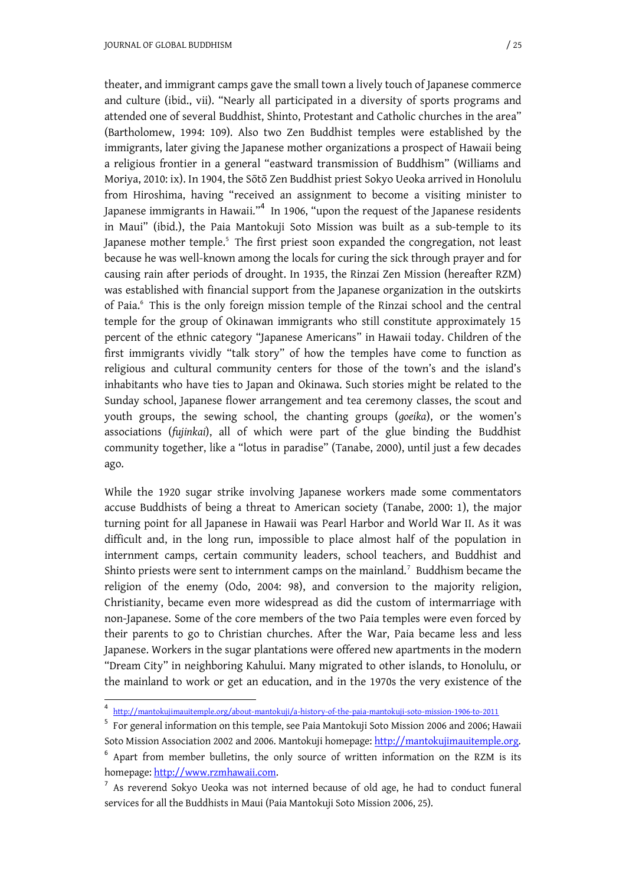theater, and immigrant camps gave the small town a lively touch of Japanese commerce and culture (ibid., vii). "Nearly all participated in a diversity of sports programs and attended one of several Buddhist, Shinto, Protestant and Catholic churches in the area" (Bartholomew, 1994: 109). Also two Zen Buddhist temples were established by the immigrants, later giving the Japanese mother organizations a prospect of Hawaii being a religious frontier in a general "eastward transmission of Buddhism" (Williams and Moriya, 2010: ix). In 1904, the Sōtō Zen Buddhist priest Sokyo Ueoka arrived in Honolulu from Hiroshima, having "received an assignment to become a visiting minister to Japanese immigrants in Hawaii."[4] In 1906, "upon the request of the Japanese residents in Maui" (ibid.), the Paia Mantokuji Soto Mission was built as a sub-temple to its Japanese mother temple.[5] The first priest soon expanded the congregation, not least because he was well-known among the locals for curing the sick through prayer and for causing rain after periods of drought. In 1935, the Rinzai Zen Mission (hereafter RZM) was established with financial support from the Japanese organization in the outskirts of Paia.[6] This is the only foreign mission temple of the Rinzai school and the central temple for the group of Okinawan immigrants who still constitute approximately 15 percent of the ethnic category "Japanese Americans" in Hawaii today. Children of the first immigrants vividly "talk story" of how the temples have come to function as religious and cultural community centers for those of the town's and the island's inhabitants who have ties to Japan and Okinawa. Such stories might be related to the Sunday school, Japanese flower arrangement and tea ceremony classes, the scout and youth groups, the sewing school, the chanting groups (*goeika*), or the women's associations (*fujinkai*), all of which were part of the glue binding the Buddhist community together, like a "lotus in paradise" (Tanabe, 2000), until just a few decades ago.

While the 1920 sugar strike involving Japanese workers made some commentators accuse Buddhists of being a threat to American society (Tanabe, 2000: 1), the major turning point for all Japanese in Hawaii was Pearl Harbor and World War II. As it was difficult and, in the long run, impossible to place almost half of the population in internment camps, certain community leaders, school teachers, and Buddhist and Shinto priests were sent to internment camps on the mainland.[7] Buddhism became the religion of the enemy (Odo, 2004: 98), and conversion to the majority religion, Christianity, became even more widespread as did the custom of intermarriage with non-Japanese. Some of the core members of the two Paia temples were even forced by their parents to go to Christian churches. After the War, Paia became less and less Japanese. Workers in the sugar plantations were offered new apartments in the modern "Dream City" in neighboring Kahului. Many migrated to other islands, to Honolulu, or the mainland to work or get an education, and in the 1970s the very existence of the

---

[4] http://mantokujimauitemple.org/about-mantokuji/a-history-of-the-paia-mantokuji-soto-mission-1906-to-2011

[5] For general information on this temple, see Paia Mantokuji Soto Mission 2006 and 2006; Hawaii Soto Mission Association 2002 and 2006. Mantokuji homepage: http://mantokujimauitemple.org.

[6] Apart from member bulletins, the only source of written information on the RZM is its homepage: http://www.rzmhawaii.com.

[7] As reverend Sokyo Ueoka was not interned because of old age, he had to conduct funeral services for all the Buddhists in Maui (Paia Mantokuji Soto Mission 2006, 25).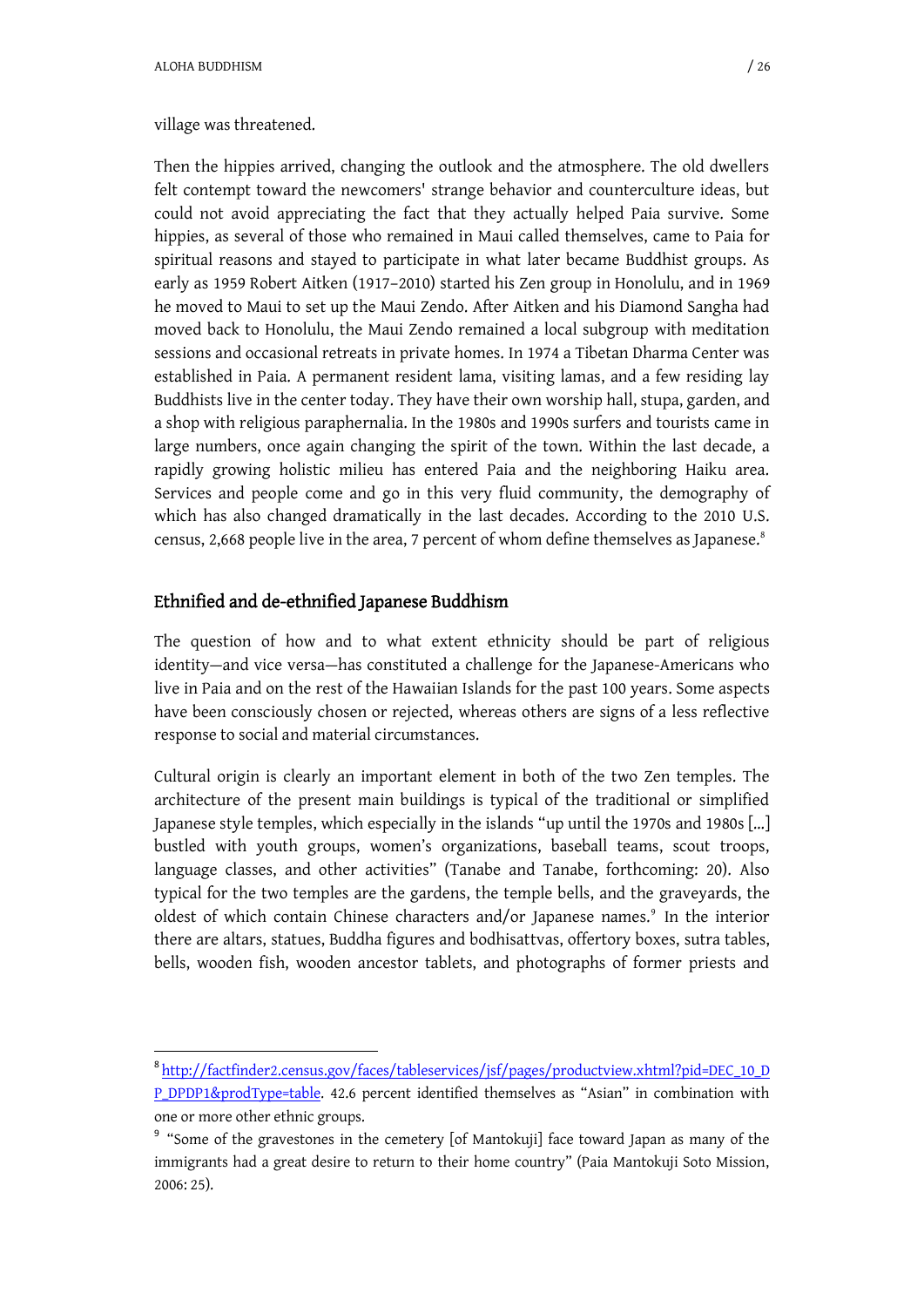village was threatened.

Then the hippies arrived, changing the outlook and the atmosphere. The old dwellers felt contempt toward the newcomers' strange behavior and counterculture ideas, but could not avoid appreciating the fact that they actually helped Paia survive. Some hippies, as several of those who remained in Maui called themselves, came to Paia for spiritual reasons and stayed to participate in what later became Buddhist groups. As early as 1959 Robert Aitken (1917–2010) started his Zen group in Honolulu, and in 1969 he moved to Maui to set up the Maui Zendo. After Aitken and his Diamond Sangha had moved back to Honolulu, the Maui Zendo remained a local subgroup with meditation sessions and occasional retreats in private homes. In 1974 a Tibetan Dharma Center was established in Paia. A permanent resident lama, visiting lamas, and a few residing lay Buddhists live in the center today. They have their own worship hall, stupa, garden, and a shop with religious paraphernalia. In the 1980s and 1990s surfers and tourists came in large numbers, once again changing the spirit of the town. Within the last decade, a rapidly growing holistic milieu has entered Paia and the neighboring Haiku area. Services and people come and go in this very fluid community, the demography of which has also changed dramatically in the last decades. According to the 2010 U.S. census, 2,668 people live in the area, 7 percent of whom define themselves as Japanese.[8]

## Ethnified and de-ethnified Japanese Buddhism

The question of how and to what extent ethnicity should be part of religious identity—and vice versa—has constituted a challenge for the Japanese-Americans who live in Paia and on the rest of the Hawaiian Islands for the past 100 years. Some aspects have been consciously chosen or rejected, whereas others are signs of a less reflective response to social and material circumstances.

Cultural origin is clearly an important element in both of the two Zen temples. The architecture of the present main buildings is typical of the traditional or simplified Japanese style temples, which especially in the islands "up until the 1970s and 1980s [...] bustled with youth groups, women's organizations, baseball teams, scout troops, language classes, and other activities" (Tanabe and Tanabe, forthcoming: 20). Also typical for the two temples are the gardens, the temple bells, and the graveyards, the oldest of which contain Chinese characters and/or Japanese names.[9] In the interior there are altars, statues, Buddha figures and bodhisattvas, offertory boxes, sutra tables, bells, wooden fish, wooden ancestor tablets, and photographs of former priests and

---

[8] http://factfinder2.census.gov/faces/tableservices/jsf/pages/productview.xhtml?pid=DEC_10_DP_DPDP1&prodType=table. 42.6 percent identified themselves as "Asian" in combination with one or more other ethnic groups.

[9] "Some of the gravestones in the cemetery [of Mantokuji] face toward Japan as many of the immigrants had a great desire to return to their home country" (Paia Mantokuji Soto Mission, 2006: 25).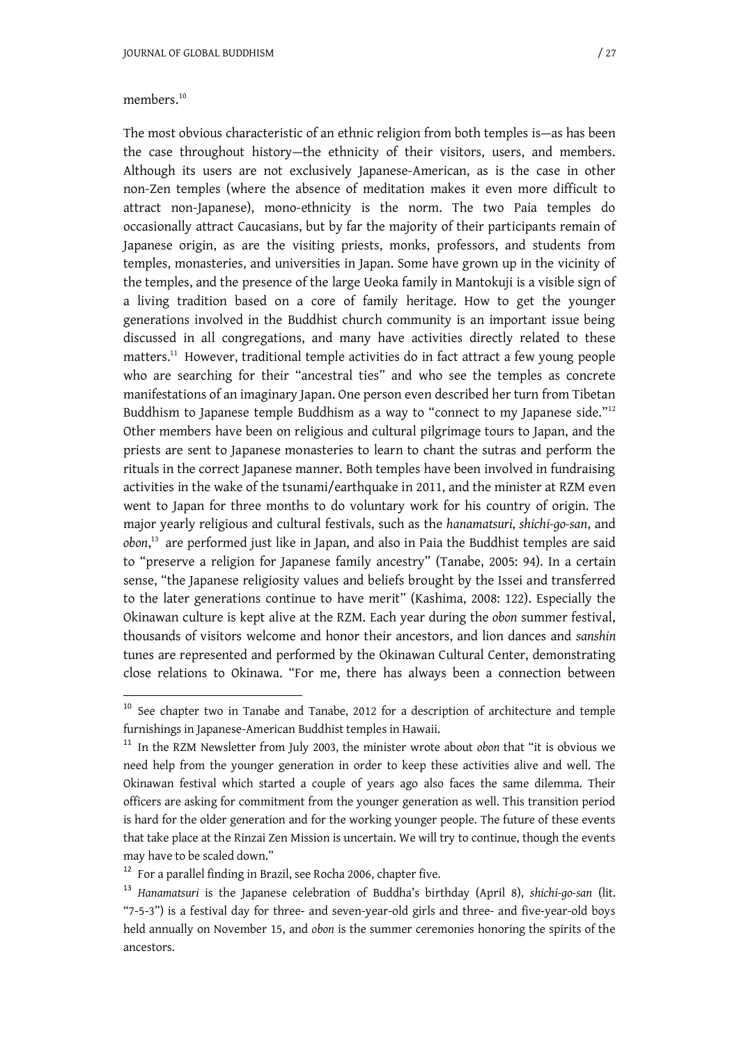members.[10]

The most obvious characteristic of an ethnic religion from both temples is—as has been the case throughout history—the ethnicity of their visitors, users, and members. Although its users are not exclusively Japanese-American, as is the case in other non-Zen temples (where the absence of meditation makes it even more difficult to attract non-Japanese), mono-ethnicity is the norm. The two Paia temples do occasionally attract Caucasians, but by far the majority of their participants remain of Japanese origin, as are the visiting priests, monks, professors, and students from temples, monasteries, and universities in Japan. Some have grown up in the vicinity of the temples, and the presence of the large Ueoka family in Mantokuji is a visible sign of a living tradition based on a core of family heritage. How to get the younger generations involved in the Buddhist church community is an important issue being discussed in all congregations, and many have activities directly related to these matters.[11] However, traditional temple activities do in fact attract a few young people who are searching for their "ancestral ties" and who see the temples as concrete manifestations of an imaginary Japan. One person even described her turn from Tibetan Buddhism to Japanese temple Buddhism as a way to "connect to my Japanese side."[12] Other members have been on religious and cultural pilgrimage tours to Japan, and the priests are sent to Japanese monasteries to learn to chant the sutras and perform the rituals in the correct Japanese manner. Both temples have been involved in fundraising activities in the wake of the tsunami/earthquake in 2011, and the minister at RZM even went to Japan for three months to do voluntary work for his country of origin. The major yearly religious and cultural festivals, such as the *hanamatsuri*, *shichi-go-san*, and *obon*,[13] are performed just like in Japan, and also in Paia the Buddhist temples are said to "preserve a religion for Japanese family ancestry" (Tanabe, 2005: 94). In a certain sense, "the Japanese religiosity values and beliefs brought by the Issei and transferred to the later generations continue to have merit" (Kashima, 2008: 122). Especially the Okinawan culture is kept alive at the RZM. Each year during the *obon* summer festival, thousands of visitors welcome and honor their ancestors, and lion dances and *sanshin* tunes are represented and performed by the Okinawan Cultural Center, demonstrating close relations to Okinawa. "For me, there has always been a connection between

---

[10] See chapter two in Tanabe and Tanabe, 2012 for a description of architecture and temple furnishings in Japanese-American Buddhist temples in Hawaii.

[11] In the RZM Newsletter from July 2003, the minister wrote about *obon* that "it is obvious we need help from the younger generation in order to keep these activities alive and well. The Okinawan festival which started a couple of years ago also faces the same dilemma. Their officers are asking for commitment from the younger generation as well. This transition period is hard for the older generation and for the working younger people. The future of these events that take place at the Rinzai Zen Mission is uncertain. We will try to continue, though the events may have to be scaled down."

[12] For a parallel finding in Brazil, see Rocha 2006, chapter five.

[13] *Hanamatsuri* is the Japanese celebration of Buddha's birthday (April 8), *shichi-go-san* (lit. "7-5-3") is a festival day for three- and seven-year-old girls and three- and five-year-old boys held annually on November 15, and *obon* is the summer ceremonies honoring the spirits of the ancestors.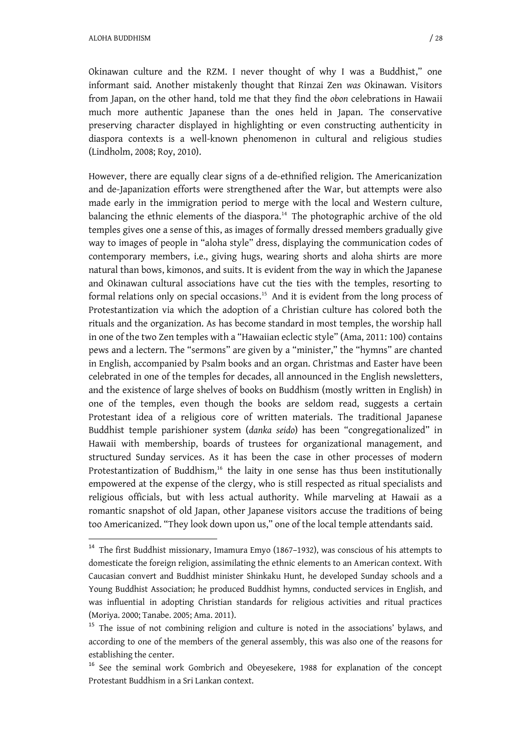Okinawan culture and the RZM. I never thought of why I was a Buddhist," one informant said. Another mistakenly thought that Rinzai Zen *was* Okinawan. Visitors from Japan, on the other hand, told me that they find the *obon* celebrations in Hawaii much more authentic Japanese than the ones held in Japan. The conservative preserving character displayed in highlighting or even constructing authenticity in diaspora contexts is a well-known phenomenon in cultural and religious studies (Lindholm, 2008; Roy, 2010).

However, there are equally clear signs of a de-ethnified religion. The Americanization and de-Japanization efforts were strengthened after the War, but attempts were also made early in the immigration period to merge with the local and Western culture, balancing the ethnic elements of the diaspora.[14] The photographic archive of the old temples gives one a sense of this, as images of formally dressed members gradually give way to images of people in "aloha style" dress, displaying the communication codes of contemporary members, i.e., giving hugs, wearing shorts and aloha shirts are more natural than bows, kimonos, and suits. It is evident from the way in which the Japanese and Okinawan cultural associations have cut the ties with the temples, resorting to formal relations only on special occasions.[15] And it is evident from the long process of Protestantization via which the adoption of a Christian culture has colored both the rituals and the organization. As has become standard in most temples, the worship hall in one of the two Zen temples with a "Hawaiian eclectic style" (Ama, 2011: 100) contains pews and a lectern. The "sermons" are given by a "minister," the "hymns" are chanted in English, accompanied by Psalm books and an organ. Christmas and Easter have been celebrated in one of the temples for decades, all announced in the English newsletters, and the existence of large shelves of books on Buddhism (mostly written in English) in one of the temples, even though the books are seldom read, suggests a certain Protestant idea of a religious core of written materials. The traditional Japanese Buddhist temple parishioner system (*danka seido*) has been "congregationalized" in Hawaii with membership, boards of trustees for organizational management, and structured Sunday services. As it has been the case in other processes of modern Protestantization of Buddhism,[16] the laity in one sense has thus been institutionally empowered at the expense of the clergy, who is still respected as ritual specialists and religious officials, but with less actual authority. While marveling at Hawaii as a romantic snapshot of old Japan, other Japanese visitors accuse the traditions of being too Americanized. "They look down upon us," one of the local temple attendants said.

---

[14] The first Buddhist missionary, Imamura Emyo (1867–1932), was conscious of his attempts to domesticate the foreign religion, assimilating the ethnic elements to an American context. With Caucasian convert and Buddhist minister Shinkaku Hunt, he developed Sunday schools and a Young Buddhist Association; he produced Buddhist hymns, conducted services in English, and was influential in adopting Christian standards for religious activities and ritual practices (Moriya. 2000; Tanabe. 2005; Ama. 2011).

[15] The issue of not combining religion and culture is noted in the associations' bylaws, and according to one of the members of the general assembly, this was also one of the reasons for establishing the center.

[16] See the seminal work Gombrich and Obeyesekere, 1988 for explanation of the concept Protestant Buddhism in a Sri Lankan context.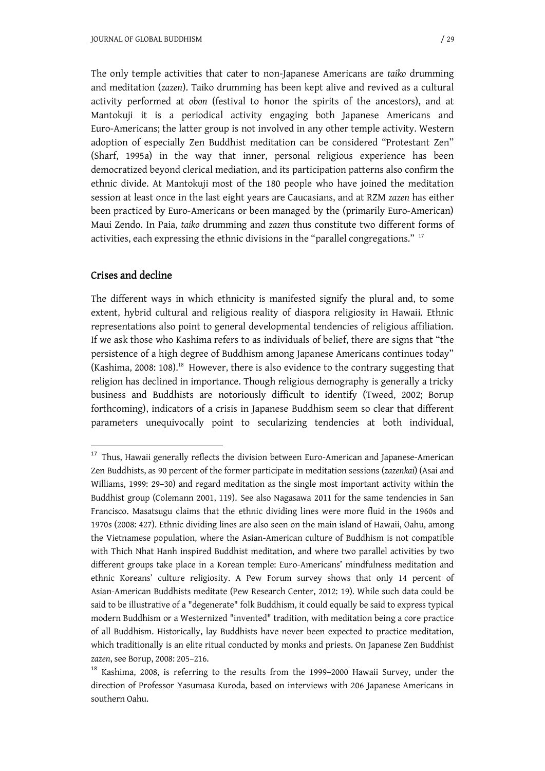The only temple activities that cater to non-Japanese Americans are *taiko* drumming and meditation (*zazen*). Taiko drumming has been kept alive and revived as a cultural activity performed at *obon* (festival to honor the spirits of the ancestors), and at Mantokuji it is a periodical activity engaging both Japanese Americans and Euro-Americans; the latter group is not involved in any other temple activity. Western adoption of especially Zen Buddhist meditation can be considered "Protestant Zen" (Sharf, 1995a) in the way that inner, personal religious experience has been democratized beyond clerical mediation, and its participation patterns also confirm the ethnic divide. At Mantokuji most of the 180 people who have joined the meditation session at least once in the last eight years are Caucasians, and at RZM *zazen* has either been practiced by Euro-Americans or been managed by the (primarily Euro-American) Maui Zendo. In Paia, *taiko* drumming and *zazen* thus constitute two different forms of activities, each expressing the ethnic divisions in the "parallel congregations." [17]

## Crises and decline

The different ways in which ethnicity is manifested signify the plural and, to some extent, hybrid cultural and religious reality of diaspora religiosity in Hawaii. Ethnic representations also point to general developmental tendencies of religious affiliation. If we ask those who Kashima refers to as individuals of belief, there are signs that "the persistence of a high degree of Buddhism among Japanese Americans continues today" (Kashima, 2008: 108).[18] However, there is also evidence to the contrary suggesting that religion has declined in importance. Though religious demography is generally a tricky business and Buddhists are notoriously difficult to identify (Tweed, 2002; Borup forthcoming), indicators of a crisis in Japanese Buddhism seem so clear that different parameters unequivocally point to secularizing tendencies at both individual,

---

[17] Thus, Hawaii generally reflects the division between Euro-American and Japanese-American Zen Buddhists, as 90 percent of the former participate in meditation sessions (*zazenkai*) (Asai and Williams, 1999: 29–30) and regard meditation as the single most important activity within the Buddhist group (Colemann 2001, 119). See also Nagasawa 2011 for the same tendencies in San Francisco. Masatsugu claims that the ethnic dividing lines were more fluid in the 1960s and 1970s (2008: 427). Ethnic dividing lines are also seen on the main island of Hawaii, Oahu, among the Vietnamese population, where the Asian-American culture of Buddhism is not compatible with Thich Nhat Hanh inspired Buddhist meditation, and where two parallel activities by two different groups take place in a Korean temple: Euro-Americans' mindfulness meditation and ethnic Koreans' culture religiosity. A Pew Forum survey shows that only 14 percent of Asian-American Buddhists meditate (Pew Research Center, 2012: 19). While such data could be said to be illustrative of a "degenerate" folk Buddhism, it could equally be said to express typical modern Buddhism or a Westernized "invented" tradition, with meditation being a core practice of all Buddhism. Historically, lay Buddhists have never been expected to practice meditation, which traditionally is an elite ritual conducted by monks and priests. On Japanese Zen Buddhist *zazen*, see Borup, 2008: 205–216.

[18] Kashima, 2008, is referring to the results from the 1999–2000 Hawaii Survey, under the direction of Professor Yasumasa Kuroda, based on interviews with 206 Japanese Americans in southern Oahu.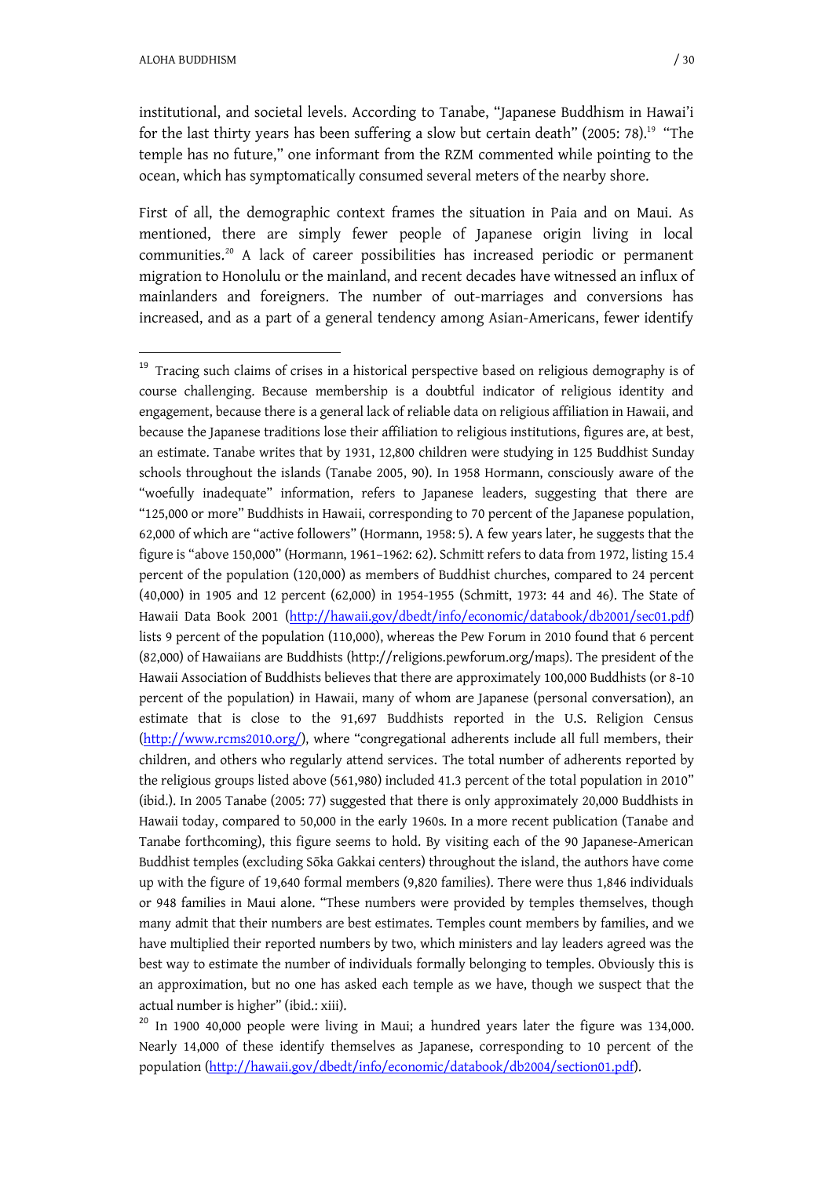institutional, and societal levels. According to Tanabe, "Japanese Buddhism in Hawai'i for the last thirty years has been suffering a slow but certain death" (2005: 78).[19] "The temple has no future," one informant from the RZM commented while pointing to the ocean, which has symptomatically consumed several meters of the nearby shore.

First of all, the demographic context frames the situation in Paia and on Maui. As mentioned, there are simply fewer people of Japanese origin living in local communities.[20] A lack of career possibilities has increased periodic or permanent migration to Honolulu or the mainland, and recent decades have witnessed an influx of mainlanders and foreigners. The number of out-marriages and conversions has increased, and as a part of a general tendency among Asian-Americans, fewer identify

---

[19] Tracing such claims of crises in a historical perspective based on religious demography is of course challenging. Because membership is a doubtful indicator of religious identity and engagement, because there is a general lack of reliable data on religious affiliation in Hawaii, and because the Japanese traditions lose their affiliation to religious institutions, figures are, at best, an estimate. Tanabe writes that by 1931, 12,800 children were studying in 125 Buddhist Sunday schools throughout the islands (Tanabe 2005, 90). In 1958 Hormann, consciously aware of the "woefully inadequate" information, refers to Japanese leaders, suggesting that there are "125,000 or more" Buddhists in Hawaii, corresponding to 70 percent of the Japanese population, 62,000 of which are "active followers" (Hormann, 1958: 5). A few years later, he suggests that the figure is "above 150,000" (Hormann, 1961–1962: 62). Schmitt refers to data from 1972, listing 15.4 percent of the population (120,000) as members of Buddhist churches, compared to 24 percent (40,000) in 1905 and 12 percent (62,000) in 1954-1955 (Schmitt, 1973: 44 and 46). The State of Hawaii Data Book 2001 (http://hawaii.gov/dbedt/info/economic/databook/db2001/sec01.pdf) lists 9 percent of the population (110,000), whereas the Pew Forum in 2010 found that 6 percent (82,000) of Hawaiians are Buddhists (http://religions.pewforum.org/maps). The president of the Hawaii Association of Buddhists believes that there are approximately 100,000 Buddhists (or 8-10 percent of the population) in Hawaii, many of whom are Japanese (personal conversation), an estimate that is close to the 91,697 Buddhists reported in the U.S. Religion Census (http://www.rcms2010.org/), where "congregational adherents include all full members, their children, and others who regularly attend services. The total number of adherents reported by the religious groups listed above (561,980) included 41.3 percent of the total population in 2010" (ibid.). In 2005 Tanabe (2005: 77) suggested that there is only approximately 20,000 Buddhists in Hawaii today, compared to 50,000 in the early 1960s. In a more recent publication (Tanabe and Tanabe forthcoming), this figure seems to hold. By visiting each of the 90 Japanese-American Buddhist temples (excluding Sōka Gakkai centers) throughout the island, the authors have come up with the figure of 19,640 formal members (9,820 families). There were thus 1,846 individuals or 948 families in Maui alone. "These numbers were provided by temples themselves, though many admit that their numbers are best estimates. Temples count members by families, and we have multiplied their reported numbers by two, which ministers and lay leaders agreed was the best way to estimate the number of individuals formally belonging to temples. Obviously this is an approximation, but no one has asked each temple as we have, though we suspect that the actual number is higher" (ibid.: xiii).

[20] In 1900 40,000 people were living in Maui; a hundred years later the figure was 134,000. Nearly 14,000 of these identify themselves as Japanese, corresponding to 10 percent of the population (http://hawaii.gov/dbedt/info/economic/databook/db2004/section01.pdf).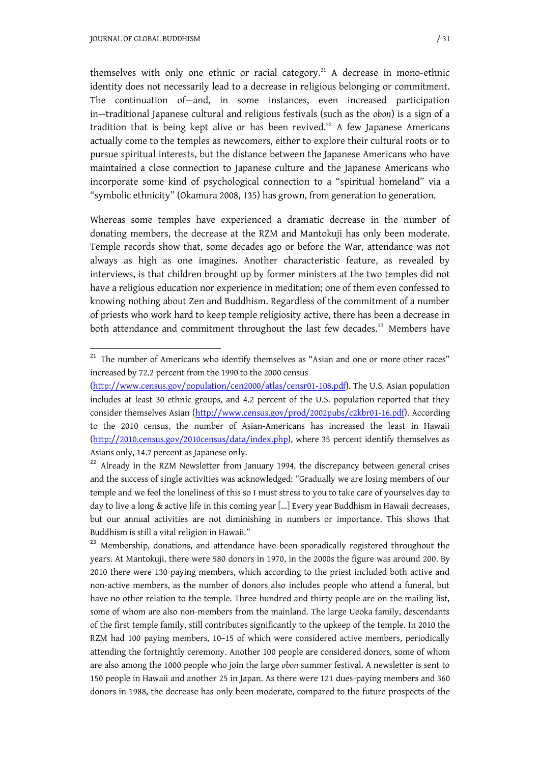themselves with only one ethnic or racial category.[21] A decrease in mono-ethnic identity does not necessarily lead to a decrease in religious belonging or commitment. The continuation of—and, in some instances, even increased participation in—traditional Japanese cultural and religious festivals (such as the *obon*) is a sign of a tradition that is being kept alive or has been revived.[22] A few Japanese Americans actually come to the temples as newcomers, either to explore their cultural roots or to pursue spiritual interests, but the distance between the Japanese Americans who have maintained a close connection to Japanese culture and the Japanese Americans who incorporate some kind of psychological connection to a "spiritual homeland" via a "symbolic ethnicity" (Okamura 2008, 135) has grown, from generation to generation.

Whereas some temples have experienced a dramatic decrease in the number of donating members, the decrease at the RZM and Mantokuji has only been moderate. Temple records show that, some decades ago or before the War, attendance was not always as high as one imagines. Another characteristic feature, as revealed by interviews, is that children brought up by former ministers at the two temples did not have a religious education nor experience in meditation; one of them even confessed to knowing nothing about Zen and Buddhism. Regardless of the commitment of a number of priests who work hard to keep temple religiosity active, there has been a decrease in both attendance and commitment throughout the last few decades.[23] Members have

---

[21] The number of Americans who identify themselves as "Asian and one or more other races" increased by 72.2 percent from the 1990 to the 2000 census (http://www.census.gov/population/cen2000/atlas/censr01-108.pdf). The U.S. Asian population includes at least 30 ethnic groups, and 4.2 percent of the U.S. population reported that they consider themselves Asian (http://www.census.gov/prod/2002pubs/c2kbr01-16.pdf). According to the 2010 census, the number of Asian-Americans has increased the least in Hawaii (http://2010.census.gov/2010census/data/index.php), where 35 percent identify themselves as Asians only, 14.7 percent as Japanese only.

[22] Already in the RZM Newsletter from January 1994, the discrepancy between general crises and the success of single activities was acknowledged: "Gradually we are losing members of our temple and we feel the loneliness of this so I must stress to you to take care of yourselves day to day to live a long & active life in this coming year [...] Every year Buddhism in Hawaii decreases, but our annual activities are not diminishing in numbers or importance. This shows that Buddhism is still a vital religion in Hawaii."

[23] Membership, donations, and attendance have been sporadically registered throughout the years. At Mantokuji, there were 580 donors in 1970, in the 2000s the figure was around 200. By 2010 there were 130 paying members, which according to the priest included both active and non-active members, as the number of donors also includes people who attend a funeral, but have no other relation to the temple. Three hundred and thirty people are on the mailing list, some of whom are also non-members from the mainland. The large Ueoka family, descendants of the first temple family, still contributes significantly to the upkeep of the temple. In 2010 the RZM had 100 paying members, 10–15 of which were considered active members, periodically attending the fortnightly ceremony. Another 100 people are considered donors, some of whom are also among the 1000 people who join the large *obon* summer festival. A newsletter is sent to 150 people in Hawaii and another 25 in Japan. As there were 121 dues-paying members and 360 donors in 1988, the decrease has only been moderate, compared to the future prospects of the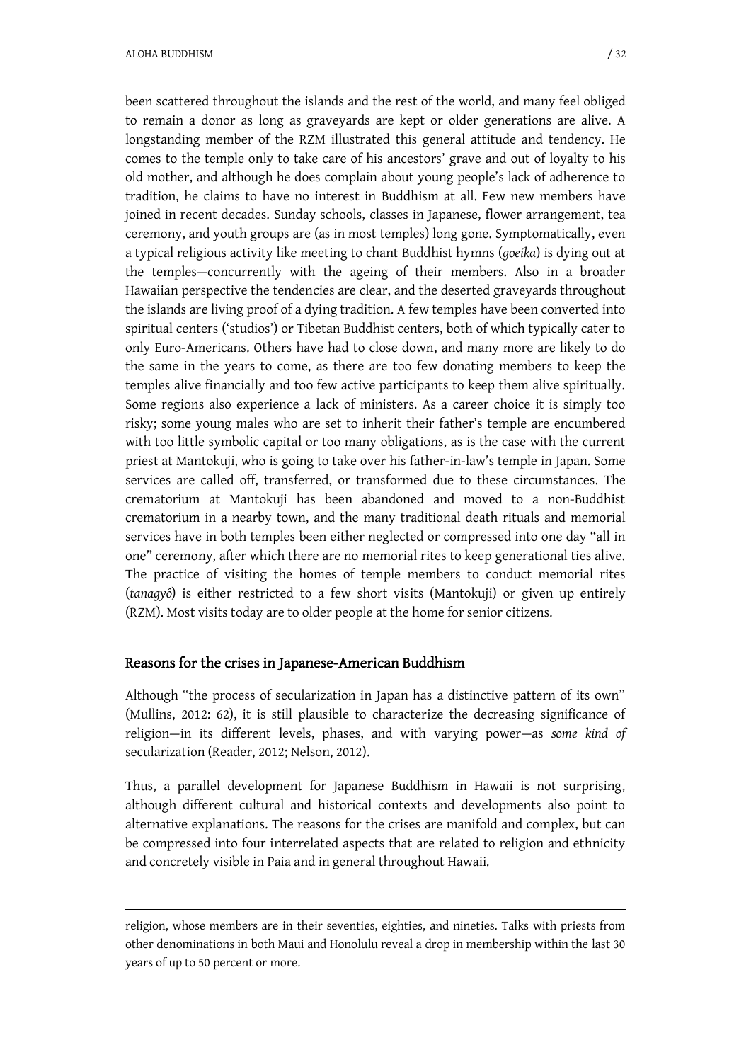been scattered throughout the islands and the rest of the world, and many feel obliged to remain a donor as long as graveyards are kept or older generations are alive. A longstanding member of the RZM illustrated this general attitude and tendency. He comes to the temple only to take care of his ancestors' grave and out of loyalty to his old mother, and although he does complain about young people's lack of adherence to tradition, he claims to have no interest in Buddhism at all. Few new members have joined in recent decades. Sunday schools, classes in Japanese, flower arrangement, tea ceremony, and youth groups are (as in most temples) long gone. Symptomatically, even a typical religious activity like meeting to chant Buddhist hymns (*goeika*) is dying out at the temples—concurrently with the ageing of their members. Also in a broader Hawaiian perspective the tendencies are clear, and the deserted graveyards throughout the islands are living proof of a dying tradition. A few temples have been converted into spiritual centers ('studios') or Tibetan Buddhist centers, both of which typically cater to only Euro-Americans. Others have had to close down, and many more are likely to do the same in the years to come, as there are too few donating members to keep the temples alive financially and too few active participants to keep them alive spiritually. Some regions also experience a lack of ministers. As a career choice it is simply too risky; some young males who are set to inherit their father's temple are encumbered with too little symbolic capital or too many obligations, as is the case with the current priest at Mantokuji, who is going to take over his father-in-law's temple in Japan. Some services are called off, transferred, or transformed due to these circumstances. The crematorium at Mantokuji has been abandoned and moved to a non-Buddhist crematorium in a nearby town, and the many traditional death rituals and memorial services have in both temples been either neglected or compressed into one day "all in one" ceremony, after which there are no memorial rites to keep generational ties alive. The practice of visiting the homes of temple members to conduct memorial rites (*tanagyô*) is either restricted to a few short visits (Mantokuji) or given up entirely (RZM). Most visits today are to older people at the home for senior citizens.

## Reasons for the crises in Japanese-American Buddhism

Although "the process of secularization in Japan has a distinctive pattern of its own" (Mullins, 2012: 62), it is still plausible to characterize the decreasing significance of religion—in its different levels, phases, and with varying power—as *some kind of* secularization (Reader, 2012; Nelson, 2012).

Thus, a parallel development for Japanese Buddhism in Hawaii is not surprising, although different cultural and historical contexts and developments also point to alternative explanations. The reasons for the crises are manifold and complex, but can be compressed into four interrelated aspects that are related to religion and ethnicity and concretely visible in Paia and in general throughout Hawaii.

---

religion, whose members are in their seventies, eighties, and nineties. Talks with priests from other denominations in both Maui and Honolulu reveal a drop in membership within the last 30 years of up to 50 percent or more.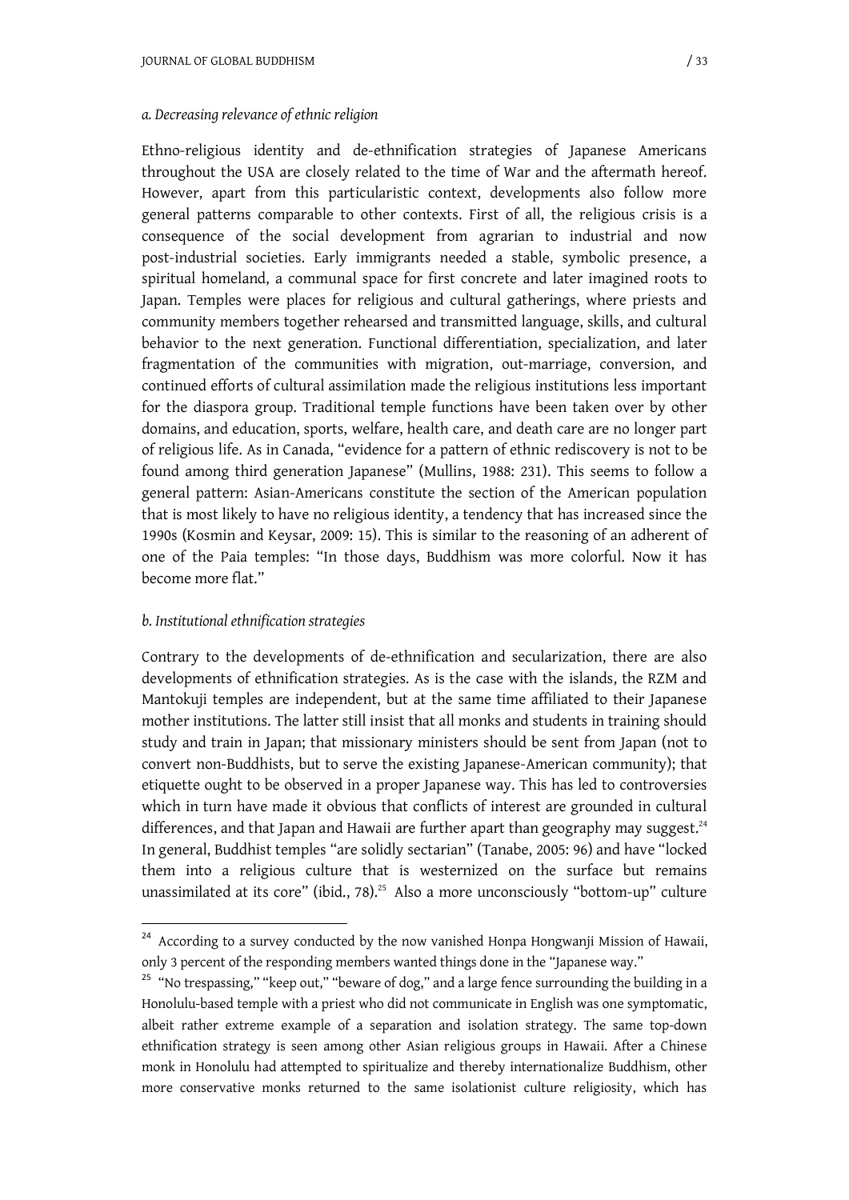### *a. Decreasing relevance of ethnic religion*

Ethno-religious identity and de-ethnification strategies of Japanese Americans throughout the USA are closely related to the time of War and the aftermath hereof. However, apart from this particularistic context, developments also follow more general patterns comparable to other contexts. First of all, the religious crisis is a consequence of the social development from agrarian to industrial and now post-industrial societies. Early immigrants needed a stable, symbolic presence, a spiritual homeland, a communal space for first concrete and later imagined roots to Japan. Temples were places for religious and cultural gatherings, where priests and community members together rehearsed and transmitted language, skills, and cultural behavior to the next generation. Functional differentiation, specialization, and later fragmentation of the communities with migration, out-marriage, conversion, and continued efforts of cultural assimilation made the religious institutions less important for the diaspora group. Traditional temple functions have been taken over by other domains, and education, sports, welfare, health care, and death care are no longer part of religious life. As in Canada, "evidence for a pattern of ethnic rediscovery is not to be found among third generation Japanese" (Mullins, 1988: 231). This seems to follow a general pattern: Asian-Americans constitute the section of the American population that is most likely to have no religious identity, a tendency that has increased since the 1990s (Kosmin and Keysar, 2009: 15). This is similar to the reasoning of an adherent of one of the Paia temples: "In those days, Buddhism was more colorful. Now it has become more flat."

### *b. Institutional ethnification strategies*

Contrary to the developments of de-ethnification and secularization, there are also developments of ethnification strategies. As is the case with the islands, the RZM and Mantokuji temples are independent, but at the same time affiliated to their Japanese mother institutions. The latter still insist that all monks and students in training should study and train in Japan; that missionary ministers should be sent from Japan (not to convert non-Buddhists, but to serve the existing Japanese-American community); that etiquette ought to be observed in a proper Japanese way. This has led to controversies which in turn have made it obvious that conflicts of interest are grounded in cultural differences, and that Japan and Hawaii are further apart than geography may suggest.[24] In general, Buddhist temples "are solidly sectarian" (Tanabe, 2005: 96) and have "locked them into a religious culture that is westernized on the surface but remains unassimilated at its core" (ibid., 78).[25] Also a more unconsciously "bottom-up" culture

---

[24] According to a survey conducted by the now vanished Honpa Hongwanji Mission of Hawaii, only 3 percent of the responding members wanted things done in the "Japanese way."

[25] "No trespassing," "keep out," "beware of dog," and a large fence surrounding the building in a Honolulu-based temple with a priest who did not communicate in English was one symptomatic, albeit rather extreme example of a separation and isolation strategy. The same top-down ethnification strategy is seen among other Asian religious groups in Hawaii. After a Chinese monk in Honolulu had attempted to spiritualize and thereby internationalize Buddhism, other more conservative monks returned to the same isolationist culture religiosity, which has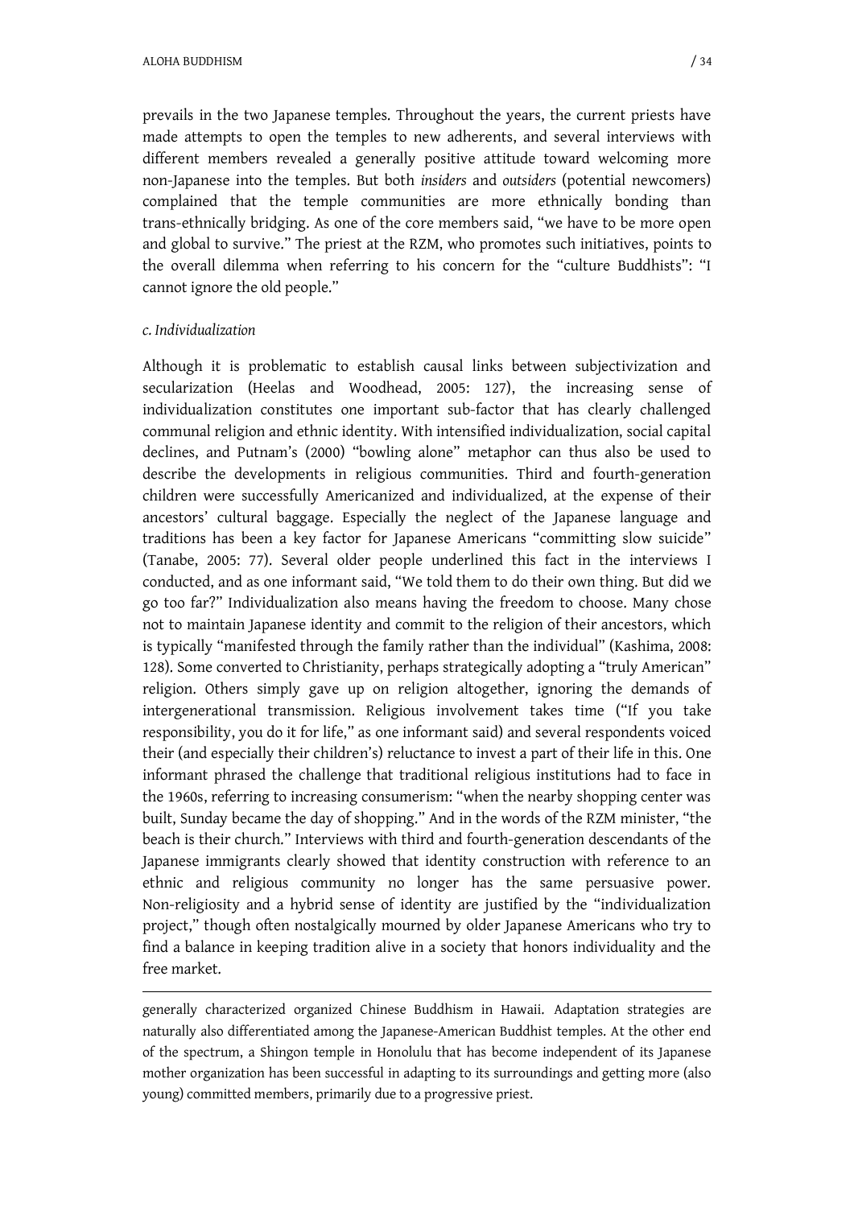prevails in the two Japanese temples. Throughout the years, the current priests have made attempts to open the temples to new adherents, and several interviews with different members revealed a generally positive attitude toward welcoming more non-Japanese into the temples. But both *insiders* and *outsiders* (potential newcomers) complained that the temple communities are more ethnically bonding than trans-ethnically bridging. As one of the core members said, "we have to be more open and global to survive." The priest at the RZM, who promotes such initiatives, points to the overall dilemma when referring to his concern for the "culture Buddhists": "I cannot ignore the old people."

#### *c. Individualization*

Although it is problematic to establish causal links between subjectivization and secularization (Heelas and Woodhead, 2005: 127), the increasing sense of individualization constitutes one important sub-factor that has clearly challenged communal religion and ethnic identity. With intensified individualization, social capital declines, and Putnam's (2000) "bowling alone" metaphor can thus also be used to describe the developments in religious communities. Third and fourth-generation children were successfully Americanized and individualized, at the expense of their ancestors' cultural baggage. Especially the neglect of the Japanese language and traditions has been a key factor for Japanese Americans "committing slow suicide" (Tanabe, 2005: 77). Several older people underlined this fact in the interviews I conducted, and as one informant said, "We told them to do their own thing. But did we go too far?" Individualization also means having the freedom to choose. Many chose not to maintain Japanese identity and commit to the religion of their ancestors, which is typically "manifested through the family rather than the individual" (Kashima, 2008: 128). Some converted to Christianity, perhaps strategically adopting a "truly American" religion. Others simply gave up on religion altogether, ignoring the demands of intergenerational transmission. Religious involvement takes time ("If you take responsibility, you do it for life," as one informant said) and several respondents voiced their (and especially their children's) reluctance to invest a part of their life in this. One informant phrased the challenge that traditional religious institutions had to face in the 1960s, referring to increasing consumerism: "when the nearby shopping center was built, Sunday became the day of shopping." And in the words of the RZM minister, "the beach is their church." Interviews with third and fourth-generation descendants of the Japanese immigrants clearly showed that identity construction with reference to an ethnic and religious community no longer has the same persuasive power. Non-religiosity and a hybrid sense of identity are justified by the "individualization project," though often nostalgically mourned by older Japanese Americans who try to find a balance in keeping tradition alive in a society that honors individuality and the free market.

---

generally characterized organized Chinese Buddhism in Hawaii. Adaptation strategies are naturally also differentiated among the Japanese-American Buddhist temples. At the other end of the spectrum, a Shingon temple in Honolulu that has become independent of its Japanese mother organization has been successful in adapting to its surroundings and getting more (also young) committed members, primarily due to a progressive priest.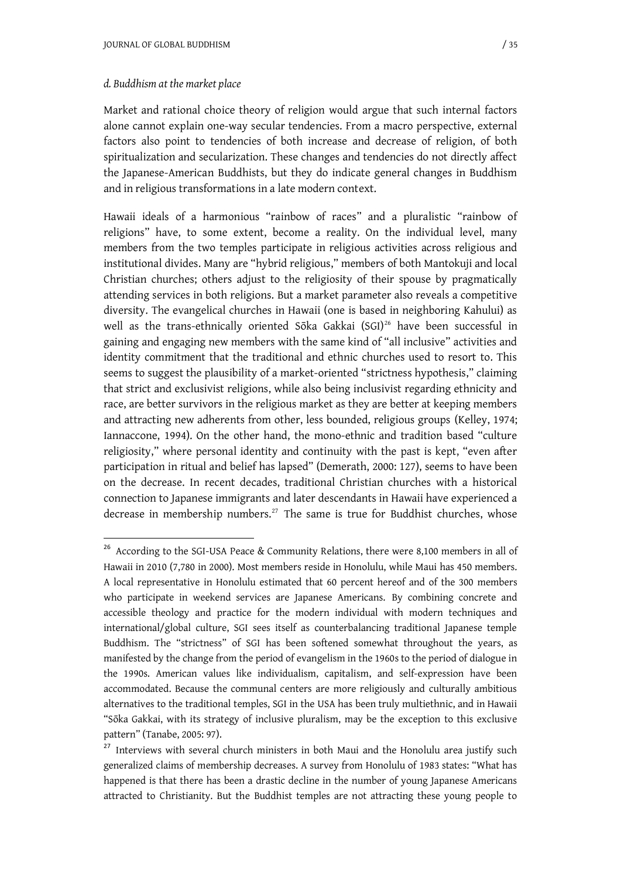*d. Buddhism at the market place*

Market and rational choice theory of religion would argue that such internal factors alone cannot explain one-way secular tendencies. From a macro perspective, external factors also point to tendencies of both increase and decrease of religion, of both spiritualization and secularization. These changes and tendencies do not directly affect the Japanese-American Buddhists, but they do indicate general changes in Buddhism and in religious transformations in a late modern context.

Hawaii ideals of a harmonious "rainbow of races" and a pluralistic "rainbow of religions" have, to some extent, become a reality. On the individual level, many members from the two temples participate in religious activities across religious and institutional divides. Many are "hybrid religious," members of both Mantokuji and local Christian churches; others adjust to the religiosity of their spouse by pragmatically attending services in both religions. But a market parameter also reveals a competitive diversity. The evangelical churches in Hawaii (one is based in neighboring Kahului) as well as the trans-ethnically oriented Sōka Gakkai (SGI)[26] have been successful in gaining and engaging new members with the same kind of "all inclusive" activities and identity commitment that the traditional and ethnic churches used to resort to. This seems to suggest the plausibility of a market-oriented "strictness hypothesis," claiming that strict and exclusivist religions, while also being inclusivist regarding ethnicity and race, are better survivors in the religious market as they are better at keeping members and attracting new adherents from other, less bounded, religious groups (Kelley, 1974; Iannaccone, 1994). On the other hand, the mono-ethnic and tradition based "culture religiosity," where personal identity and continuity with the past is kept, "even after participation in ritual and belief has lapsed" (Demerath, 2000: 127), seems to have been on the decrease. In recent decades, traditional Christian churches with a historical connection to Japanese immigrants and later descendants in Hawaii have experienced a decrease in membership numbers.[27] The same is true for Buddhist churches, whose

[26] According to the SGI-USA Peace & Community Relations, there were 8,100 members in all of Hawaii in 2010 (7,780 in 2000). Most members reside in Honolulu, while Maui has 450 members. A local representative in Honolulu estimated that 60 percent hereof and of the 300 members who participate in weekend services are Japanese Americans. By combining concrete and accessible theology and practice for the modern individual with modern techniques and international/global culture, SGI sees itself as counterbalancing traditional Japanese temple Buddhism. The "strictness" of SGI has been softened somewhat throughout the years, as manifested by the change from the period of evangelism in the 1960s to the period of dialogue in the 1990s. American values like individualism, capitalism, and self-expression have been accommodated. Because the communal centers are more religiously and culturally ambitious alternatives to the traditional temples, SGI in the USA has been truly multiethnic, and in Hawaii "Sōka Gakkai, with its strategy of inclusive pluralism, may be the exception to this exclusive pattern" (Tanabe, 2005: 97).

[27] Interviews with several church ministers in both Maui and the Honolulu area justify such generalized claims of membership decreases. A survey from Honolulu of 1983 states: "What has happened is that there has been a drastic decline in the number of young Japanese Americans attracted to Christianity. But the Buddhist temples are not attracting these young people to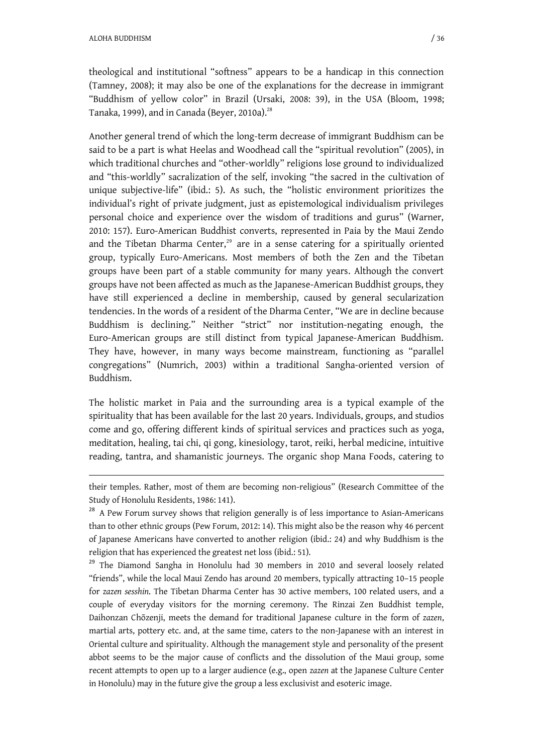theological and institutional "softness" appears to be a handicap in this connection (Tamney, 2008); it may also be one of the explanations for the decrease in immigrant "Buddhism of yellow color" in Brazil (Ursaki, 2008: 39), in the USA (Bloom, 1998; Tanaka, 1999), and in Canada (Beyer, 2010a).[28]

Another general trend of which the long-term decrease of immigrant Buddhism can be said to be a part is what Heelas and Woodhead call the "spiritual revolution" (2005), in which traditional churches and "other-worldly" religions lose ground to individualized and "this-worldly" sacralization of the self, invoking "the sacred in the cultivation of unique subjective-life" (ibid.: 5). As such, the "holistic environment prioritizes the individual's right of private judgment, just as epistemological individualism privileges personal choice and experience over the wisdom of traditions and gurus" (Warner, 2010: 157). Euro-American Buddhist converts, represented in Paia by the Maui Zendo and the Tibetan Dharma Center,[29] are in a sense catering for a spiritually oriented group, typically Euro-Americans. Most members of both the Zen and the Tibetan groups have been part of a stable community for many years. Although the convert groups have not been affected as much as the Japanese-American Buddhist groups, they have still experienced a decline in membership, caused by general secularization tendencies. In the words of a resident of the Dharma Center, "We are in decline because Buddhism is declining." Neither "strict" nor institution-negating enough, the Euro-American groups are still distinct from typical Japanese-American Buddhism. They have, however, in many ways become mainstream, functioning as "parallel congregations" (Numrich, 2003) within a traditional Sangha-oriented version of Buddhism.

The holistic market in Paia and the surrounding area is a typical example of the spirituality that has been available for the last 20 years. Individuals, groups, and studios come and go, offering different kinds of spiritual services and practices such as yoga, meditation, healing, tai chi, qi gong, kinesiology, tarot, reiki, herbal medicine, intuitive reading, tantra, and shamanistic journeys. The organic shop Mana Foods, catering to

---

their temples. Rather, most of them are becoming non-religious" (Research Committee of the Study of Honolulu Residents, 1986: 141).

[28] A Pew Forum survey shows that religion generally is of less importance to Asian-Americans than to other ethnic groups (Pew Forum, 2012: 14). This might also be the reason why 46 percent of Japanese Americans have converted to another religion (ibid.: 24) and why Buddhism is the religion that has experienced the greatest net loss (ibid.: 51).

[29] The Diamond Sangha in Honolulu had 30 members in 2010 and several loosely related "friends", while the local Maui Zendo has around 20 members, typically attracting 10–15 people for *zazen sesshin*. The Tibetan Dharma Center has 30 active members, 100 related users, and a couple of everyday visitors for the morning ceremony. The Rinzai Zen Buddhist temple, Daihonzan Chōzenji, meets the demand for traditional Japanese culture in the form of *zazen*, martial arts, pottery etc. and, at the same time, caters to the non-Japanese with an interest in Oriental culture and spirituality. Although the management style and personality of the present abbot seems to be the major cause of conflicts and the dissolution of the Maui group, some recent attempts to open up to a larger audience (e.g., open *zazen* at the Japanese Culture Center in Honolulu) may in the future give the group a less exclusivist and esoteric image.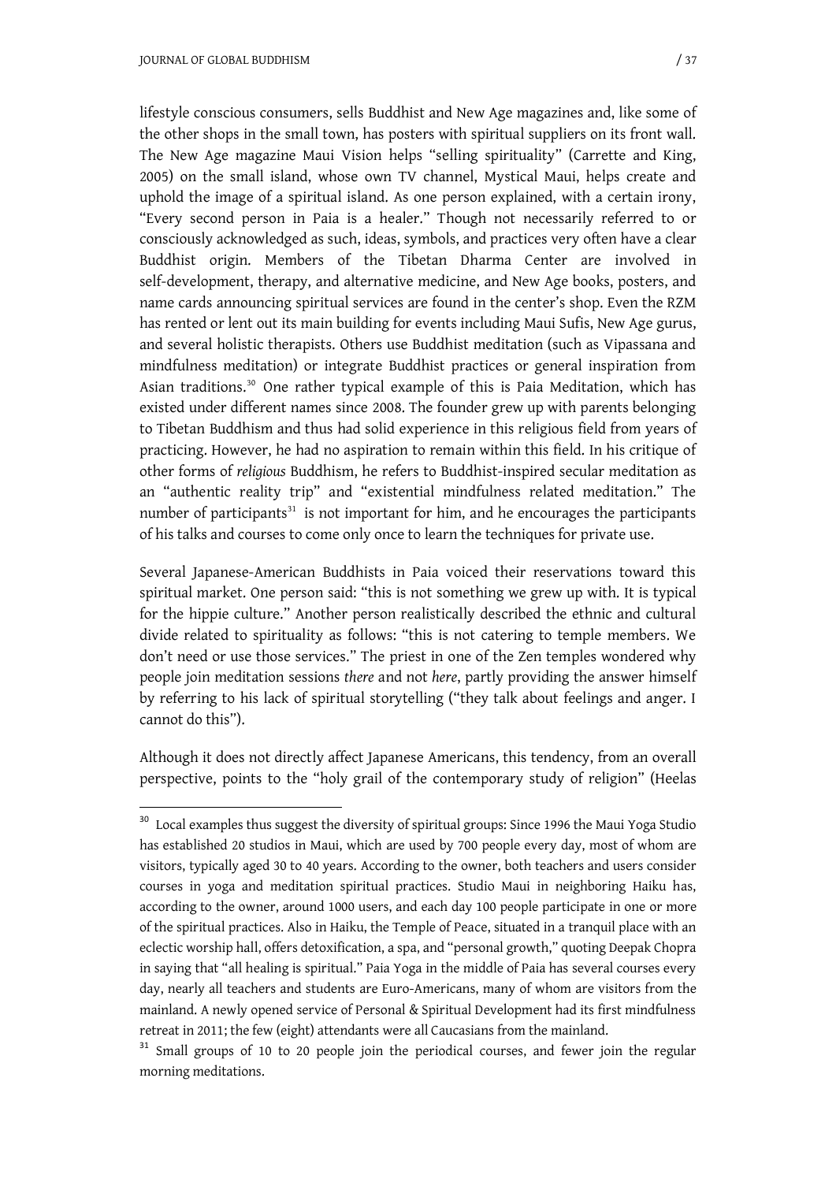lifestyle conscious consumers, sells Buddhist and New Age magazines and, like some of the other shops in the small town, has posters with spiritual suppliers on its front wall. The New Age magazine Maui Vision helps "selling spirituality" (Carrette and King, 2005) on the small island, whose own TV channel, Mystical Maui, helps create and uphold the image of a spiritual island. As one person explained, with a certain irony, "Every second person in Paia is a healer." Though not necessarily referred to or consciously acknowledged as such, ideas, symbols, and practices very often have a clear Buddhist origin. Members of the Tibetan Dharma Center are involved in self-development, therapy, and alternative medicine, and New Age books, posters, and name cards announcing spiritual services are found in the center's shop. Even the RZM has rented or lent out its main building for events including Maui Sufis, New Age gurus, and several holistic therapists. Others use Buddhist meditation (such as Vipassana and mindfulness meditation) or integrate Buddhist practices or general inspiration from Asian traditions.[30] One rather typical example of this is Paia Meditation, which has existed under different names since 2008. The founder grew up with parents belonging to Tibetan Buddhism and thus had solid experience in this religious field from years of practicing. However, he had no aspiration to remain within this field. In his critique of other forms of *religious* Buddhism, he refers to Buddhist-inspired secular meditation as an "authentic reality trip" and "existential mindfulness related meditation." The number of participants[31] is not important for him, and he encourages the participants of his talks and courses to come only once to learn the techniques for private use.

Several Japanese-American Buddhists in Paia voiced their reservations toward this spiritual market. One person said: "this is not something we grew up with. It is typical for the hippie culture." Another person realistically described the ethnic and cultural divide related to spirituality as follows: "this is not catering to temple members. We don't need or use those services." The priest in one of the Zen temples wondered why people join meditation sessions *there* and not *here*, partly providing the answer himself by referring to his lack of spiritual storytelling ("they talk about feelings and anger. I cannot do this").

Although it does not directly affect Japanese Americans, this tendency, from an overall perspective, points to the "holy grail of the contemporary study of religion" (Heelas

---

[30] Local examples thus suggest the diversity of spiritual groups: Since 1996 the Maui Yoga Studio has established 20 studios in Maui, which are used by 700 people every day, most of whom are visitors, typically aged 30 to 40 years. According to the owner, both teachers and users consider courses in yoga and meditation spiritual practices. Studio Maui in neighboring Haiku has, according to the owner, around 1000 users, and each day 100 people participate in one or more of the spiritual practices. Also in Haiku, the Temple of Peace, situated in a tranquil place with an eclectic worship hall, offers detoxification, a spa, and "personal growth," quoting Deepak Chopra in saying that "all healing is spiritual." Paia Yoga in the middle of Paia has several courses every day, nearly all teachers and students are Euro-Americans, many of whom are visitors from the mainland. A newly opened service of Personal & Spiritual Development had its first mindfulness retreat in 2011; the few (eight) attendants were all Caucasians from the mainland.

[31] Small groups of 10 to 20 people join the periodical courses, and fewer join the regular morning meditations.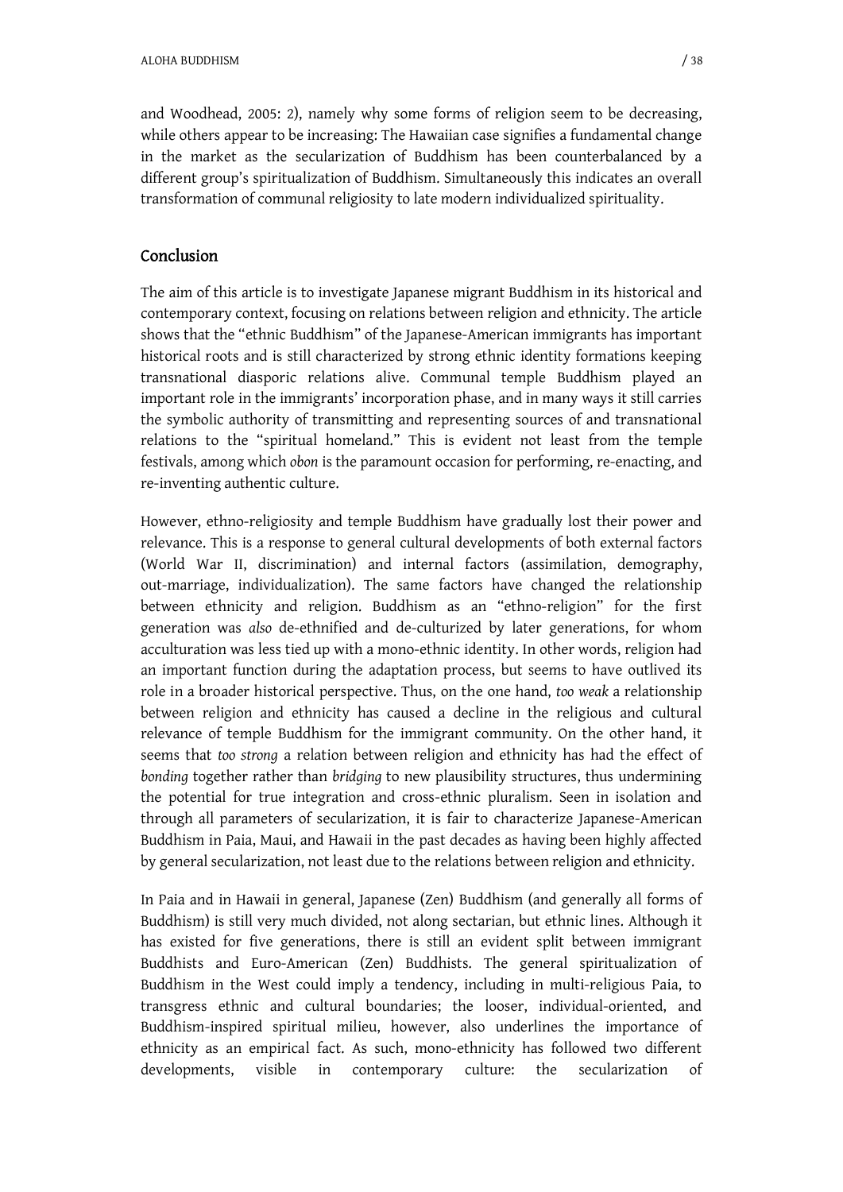and Woodhead, 2005: 2), namely why some forms of religion seem to be decreasing, while others appear to be increasing: The Hawaiian case signifies a fundamental change in the market as the secularization of Buddhism has been counterbalanced by a different group's spiritualization of Buddhism. Simultaneously this indicates an overall transformation of communal religiosity to late modern individualized spirituality.

## Conclusion

The aim of this article is to investigate Japanese migrant Buddhism in its historical and contemporary context, focusing on relations between religion and ethnicity. The article shows that the "ethnic Buddhism" of the Japanese-American immigrants has important historical roots and is still characterized by strong ethnic identity formations keeping transnational diasporic relations alive. Communal temple Buddhism played an important role in the immigrants' incorporation phase, and in many ways it still carries the symbolic authority of transmitting and representing sources of and transnational relations to the "spiritual homeland." This is evident not least from the temple festivals, among which *obon* is the paramount occasion for performing, re-enacting, and re-inventing authentic culture.

However, ethno-religiosity and temple Buddhism have gradually lost their power and relevance. This is a response to general cultural developments of both external factors (World War II, discrimination) and internal factors (assimilation, demography, out-marriage, individualization). The same factors have changed the relationship between ethnicity and religion. Buddhism as an "ethno-religion" for the first generation was *also* de-ethnified and de-culturized by later generations, for whom acculturation was less tied up with a mono-ethnic identity. In other words, religion had an important function during the adaptation process, but seems to have outlived its role in a broader historical perspective. Thus, on the one hand, *too weak* a relationship between religion and ethnicity has caused a decline in the religious and cultural relevance of temple Buddhism for the immigrant community. On the other hand, it seems that *too strong* a relation between religion and ethnicity has had the effect of *bonding* together rather than *bridging* to new plausibility structures, thus undermining the potential for true integration and cross-ethnic pluralism. Seen in isolation and through all parameters of secularization, it is fair to characterize Japanese-American Buddhism in Paia, Maui, and Hawaii in the past decades as having been highly affected by general secularization, not least due to the relations between religion and ethnicity.

In Paia and in Hawaii in general, Japanese (Zen) Buddhism (and generally all forms of Buddhism) is still very much divided, not along sectarian, but ethnic lines. Although it has existed for five generations, there is still an evident split between immigrant Buddhists and Euro-American (Zen) Buddhists. The general spiritualization of Buddhism in the West could imply a tendency, including in multi-religious Paia, to transgress ethnic and cultural boundaries; the looser, individual-oriented, and Buddhism-inspired spiritual milieu, however, also underlines the importance of ethnicity as an empirical fact. As such, mono-ethnicity has followed two different developments, visible in contemporary culture: the secularization of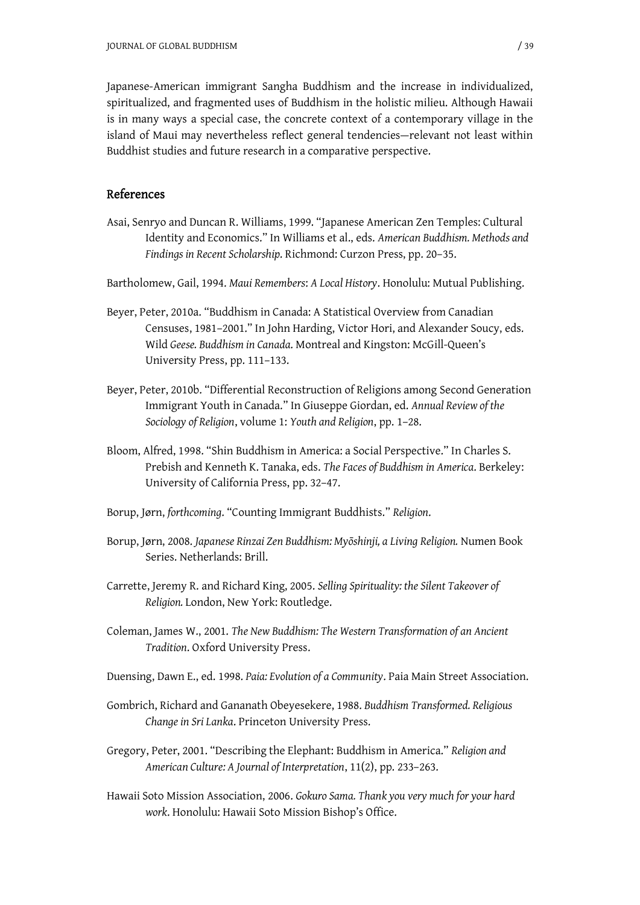Japanese-American immigrant Sangha Buddhism and the increase in individualized, spiritualized, and fragmented uses of Buddhism in the holistic milieu. Although Hawaii is in many ways a special case, the concrete context of a contemporary village in the island of Maui may nevertheless reflect general tendencies—relevant not least within Buddhist studies and future research in a comparative perspective.

## References

Asai, Senryo and Duncan R. Williams, 1999. "Japanese American Zen Temples: Cultural Identity and Economics." In Williams et al., eds. *American Buddhism. Methods and Findings in Recent Scholarship*. Richmond: Curzon Press, pp. 20–35.

Bartholomew, Gail, 1994. *Maui Remembers*: *A Local History*. Honolulu: Mutual Publishing.

Beyer, Peter, 2010a. "Buddhism in Canada: A Statistical Overview from Canadian Censuses, 1981–2001." In John Harding, Victor Hori, and Alexander Soucy, eds. Wild *Geese. Buddhism in Canada*. Montreal and Kingston: McGill-Queen's University Press, pp. 111–133.

Beyer, Peter, 2010b. "Differential Reconstruction of Religions among Second Generation Immigrant Youth in Canada." In Giuseppe Giordan, ed. *Annual Review of the Sociology of Religion*, volume 1: *Youth and Religion*, pp. 1–28.

Bloom, Alfred, 1998. "Shin Buddhism in America: a Social Perspective." In Charles S. Prebish and Kenneth K. Tanaka, eds. *The Faces of Buddhism in America*. Berkeley: University of California Press, pp. 32–47.

Borup, Jørn, *forthcoming*. "Counting Immigrant Buddhists." *Religion*.

Borup, Jørn, 2008. *Japanese Rinzai Zen Buddhism: Myōshinji, a Living Religion.* Numen Book Series. Netherlands: Brill.

Carrette, Jeremy R. and Richard King, 2005. *Selling Spirituality: the Silent Takeover of Religion.* London, New York: Routledge.

Coleman, James W., 2001. *The New Buddhism: The Western Transformation of an Ancient Tradition*. Oxford University Press.

Duensing, Dawn E., ed. 1998. *Paia: Evolution of a Community*. Paia Main Street Association.

Gombrich, Richard and Gananath Obeyesekere, 1988. *Buddhism Transformed. Religious Change in Sri Lanka*. Princeton University Press.

Gregory, Peter, 2001. "Describing the Elephant: Buddhism in America." *Religion and American Culture: A Journal of Interpretation*, 11(2), pp. 233–263.

Hawaii Soto Mission Association, 2006. *Gokuro Sama. Thank you very much for your hard work*. Honolulu: Hawaii Soto Mission Bishop's Office.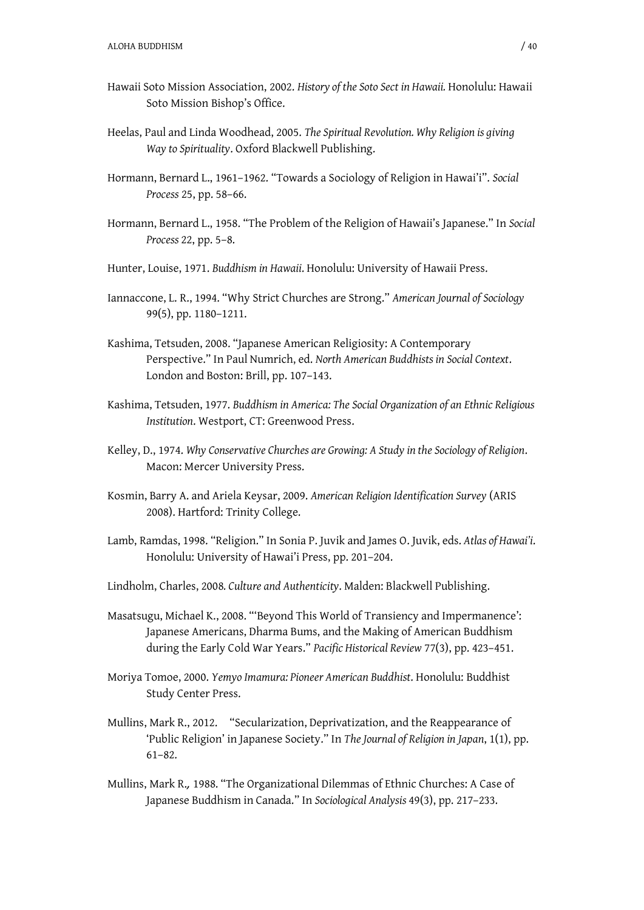Hawaii Soto Mission Association, 2002. *History of the Soto Sect in Hawaii.* Honolulu: Hawaii Soto Mission Bishop's Office.

Heelas, Paul and Linda Woodhead, 2005. *The Spiritual Revolution. Why Religion is giving Way to Spirituality*. Oxford Blackwell Publishing.

Hormann, Bernard L., 1961–1962. "Towards a Sociology of Religion in Hawai'i". *Social Process* 25, pp. 58–66.

Hormann, Bernard L., 1958. "The Problem of the Religion of Hawaii's Japanese." In *Social Process* 22, pp. 5–8.

Hunter, Louise, 1971. *Buddhism in Hawaii*. Honolulu: University of Hawaii Press.

Iannaccone, L. R., 1994. "Why Strict Churches are Strong." *American Journal of Sociology* 99(5), pp. 1180–1211.

Kashima, Tetsuden, 2008. "Japanese American Religiosity: A Contemporary Perspective." In Paul Numrich, ed. *North American Buddhists in Social Context*. London and Boston: Brill, pp. 107–143.

Kashima, Tetsuden, 1977. *Buddhism in America: The Social Organization of an Ethnic Religious Institution*. Westport, CT: Greenwood Press.

Kelley, D., 1974. *Why Conservative Churches are Growing: A Study in the Sociology of Religion*. Macon: Mercer University Press.

Kosmin, Barry A. and Ariela Keysar, 2009. *American Religion Identification Survey* (ARIS 2008). Hartford: Trinity College.

Lamb, Ramdas, 1998. "Religion." In Sonia P. Juvik and James O. Juvik, eds. *Atlas of Hawai'i*. Honolulu: University of Hawai'i Press, pp. 201–204.

Lindholm, Charles, 2008*. Culture and Authenticity*. Malden: Blackwell Publishing.

Masatsugu, Michael K., 2008. "'Beyond This World of Transiency and Impermanence': Japanese Americans, Dharma Bums, and the Making of American Buddhism during the Early Cold War Years." *Pacific Historical Review* 77(3), pp. 423–451.

Moriya Tomoe, 2000. *Yemyo Imamura: Pioneer American Buddhist*. Honolulu: Buddhist Study Center Press.

Mullins, Mark R., 2012. "Secularization, Deprivatization, and the Reappearance of 'Public Religion' in Japanese Society." In *The Journal of Religion in Japan*, 1(1), pp. 61–82.

Mullins, Mark R., 1988. "The Organizational Dilemmas of Ethnic Churches: A Case of Japanese Buddhism in Canada." In *Sociological Analysis* 49(3), pp. 217–233.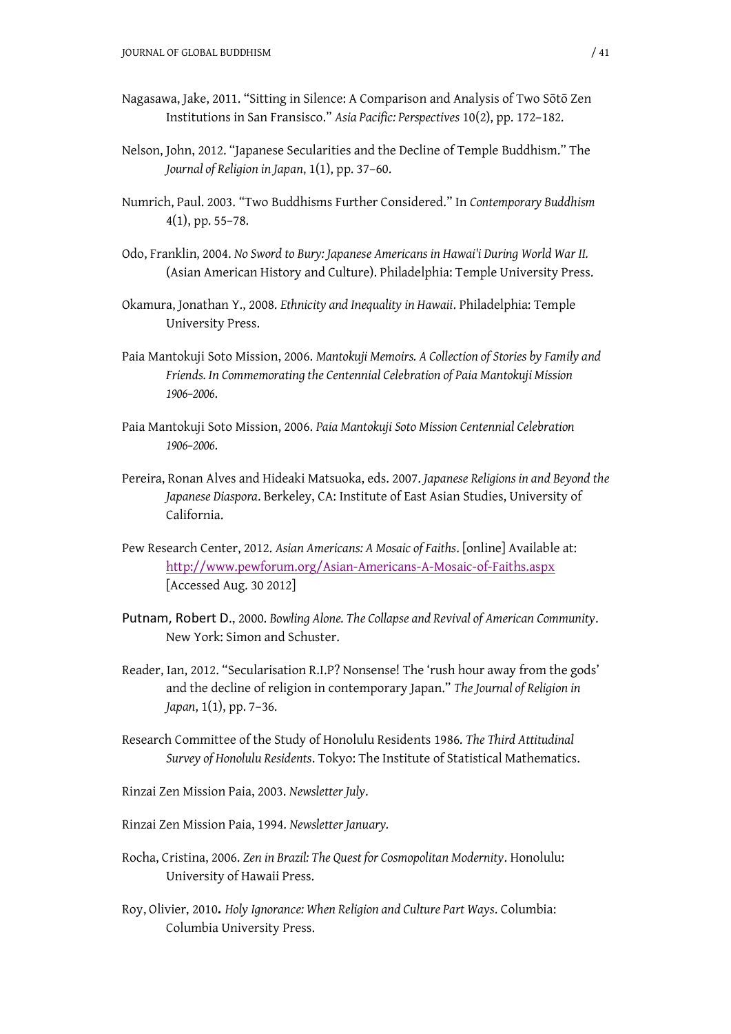Nagasawa, Jake, 2011. "Sitting in Silence: A Comparison and Analysis of Two Sōtō Zen Institutions in San Fransisco." *Asia Pacific: Perspectives* 10(2), pp. 172–182.

Nelson, John, 2012. "Japanese Secularities and the Decline of Temple Buddhism." The *Journal of Religion in Japan*, 1(1), pp. 37–60.

Numrich, Paul. 2003. "Two Buddhisms Further Considered." In *Contemporary Buddhism* 4(1), pp. 55–78.

Odo, Franklin, 2004. *No Sword to Bury: Japanese Americans in Hawai'i During World War II.* (Asian American History and Culture). Philadelphia: Temple University Press.

Okamura, Jonathan Y., 2008. *Ethnicity and Inequality in Hawaii*. Philadelphia: Temple University Press.

Paia Mantokuji Soto Mission, 2006. *Mantokuji Memoirs. A Collection of Stories by Family and Friends. In Commemorating the Centennial Celebration of Paia Mantokuji Mission 1906–2006*.

Paia Mantokuji Soto Mission, 2006. *Paia Mantokuji Soto Mission Centennial Celebration 1906–2006*.

Pereira, Ronan Alves and Hideaki Matsuoka, eds. 2007. *Japanese Religions in and Beyond the Japanese Diaspora*. Berkeley, CA: Institute of East Asian Studies, University of California.

Pew Research Center, 2012. *Asian Americans: A Mosaic of Faiths*. [online] Available at: http://www.pewforum.org/Asian-Americans-A-Mosaic-of-Faiths.aspx [Accessed Aug. 30 2012]

Putnam, Robert D., 2000. *Bowling Alone. The Collapse and Revival of American Community*. New York: Simon and Schuster.

Reader, Ian, 2012. "Secularisation R.I.P? Nonsense! The 'rush hour away from the gods' and the decline of religion in contemporary Japan." *The Journal of Religion in Japan*, 1(1), pp. 7–36.

Research Committee of the Study of Honolulu Residents 1986. *The Third Attitudinal Survey of Honolulu Residents*. Tokyo: The Institute of Statistical Mathematics.

Rinzai Zen Mission Paia, 2003. *Newsletter July*.

Rinzai Zen Mission Paia, 1994. *Newsletter January.*

Rocha, Cristina, 2006. *Zen in Brazil: The Quest for Cosmopolitan Modernity*. Honolulu: University of Hawaii Press.

Roy, Olivier, 2010**.** *Holy Ignorance: When Religion and Culture Part Ways*. Columbia: Columbia University Press.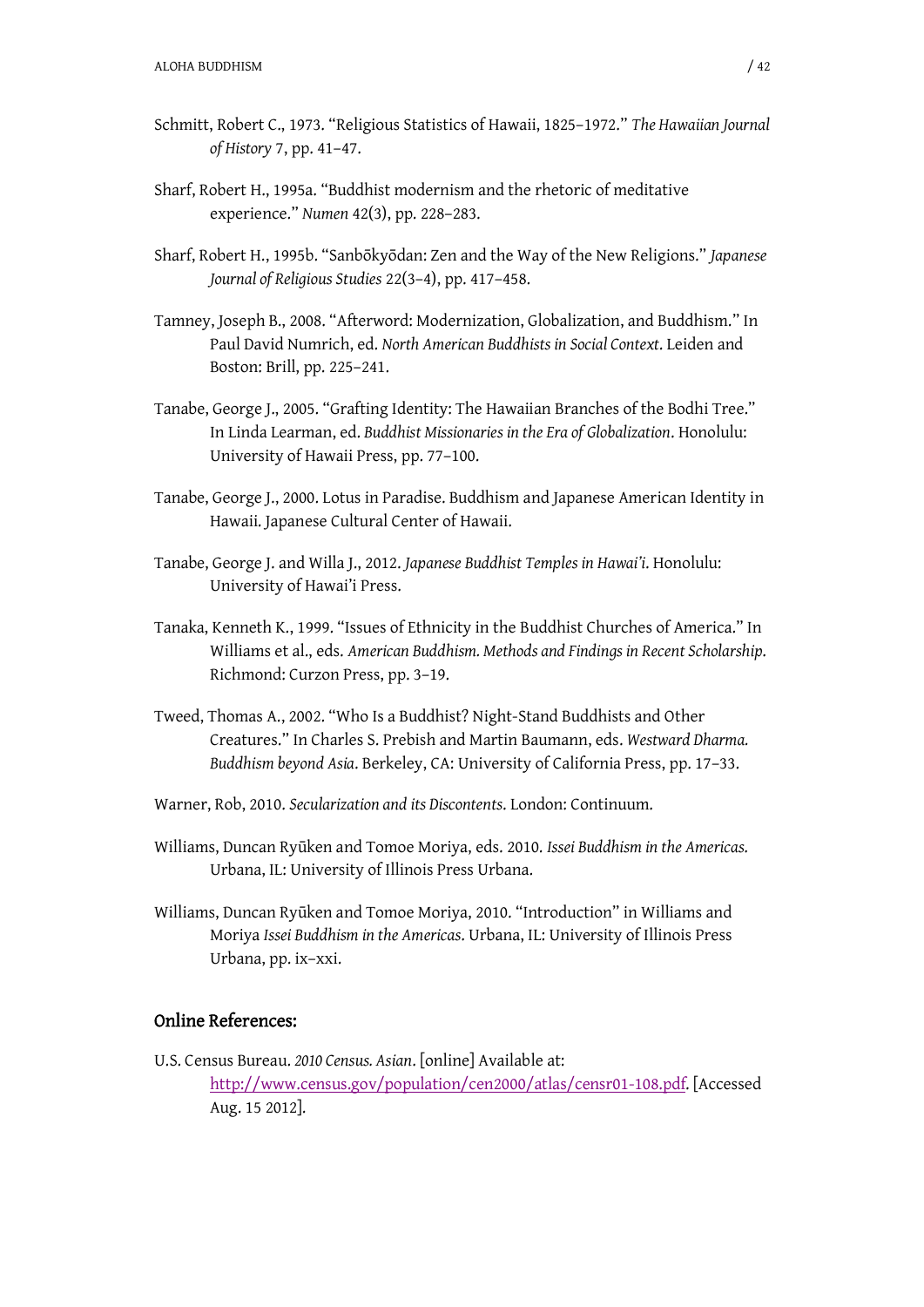Schmitt, Robert C., 1973. "Religious Statistics of Hawaii, 1825–1972." *The Hawaiian Journal of History* 7, pp. 41–47.

Sharf, Robert H., 1995a. "Buddhist modernism and the rhetoric of meditative experience." *Numen* 42(3), pp. 228–283.

Sharf, Robert H., 1995b. "Sanbōkyōdan: Zen and the Way of the New Religions." *Japanese Journal of Religious Studies* 22(3–4), pp. 417–458.

Tamney, Joseph B., 2008. "Afterword: Modernization, Globalization, and Buddhism." In Paul David Numrich, ed. *North American Buddhists in Social Context*. Leiden and Boston: Brill, pp. 225–241.

Tanabe, George J., 2005. "Grafting Identity: The Hawaiian Branches of the Bodhi Tree." In Linda Learman, ed. *Buddhist Missionaries in the Era of Globalization*. Honolulu: University of Hawaii Press, pp. 77–100.

Tanabe, George J., 2000. Lotus in Paradise. Buddhism and Japanese American Identity in Hawaii. Japanese Cultural Center of Hawaii.

Tanabe, George J. and Willa J., 2012. *Japanese Buddhist Temples in Hawai'i*. Honolulu: University of Hawai'i Press.

Tanaka, Kenneth K., 1999. "Issues of Ethnicity in the Buddhist Churches of America." In Williams et al., eds. *American Buddhism. Methods and Findings in Recent Scholarship*. Richmond: Curzon Press, pp. 3–19.

Tweed, Thomas A., 2002. "Who Is a Buddhist? Night-Stand Buddhists and Other Creatures." In Charles S. Prebish and Martin Baumann, eds. *Westward Dharma. Buddhism beyond Asia*. Berkeley, CA: University of California Press, pp. 17–33.

Warner, Rob, 2010. *Secularization and its Discontents*. London: Continuum.

Williams, Duncan Ryūken and Tomoe Moriya, eds. 2010. *Issei Buddhism in the Americas*. Urbana, IL: University of Illinois Press Urbana.

Williams, Duncan Ryūken and Tomoe Moriya, 2010. "Introduction" in Williams and Moriya *Issei Buddhism in the Americas*. Urbana, IL: University of Illinois Press Urbana, pp. ix–xxi.

## Online References:

U.S. Census Bureau. *2010 Census. Asian*. [online] Available at: http://www.census.gov/population/cen2000/atlas/censr01-108.pdf. [Accessed Aug. 15 2012].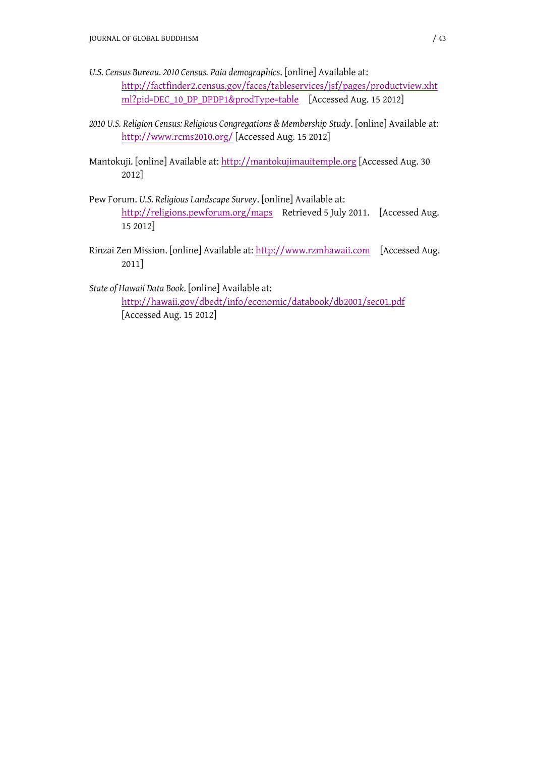*U.S. Census Bureau. 2010 Census. Paia demographics*. [online] Available at: http://factfinder2.census.gov/faces/tableservices/jsf/pages/productview.xhtml?pid=DEC_10_DP_DPDP1&prodType=table [Accessed Aug. 15 2012]

*2010 U.S. Religion Census: Religious Congregations & Membership Study*. [online] Available at: http://www.rcms2010.org/ [Accessed Aug. 15 2012]

Mantokuji. [online] Available at: http://mantokujimauitemple.org [Accessed Aug. 30 2012]

Pew Forum. *U.S. Religious Landscape Survey*. [online] Available at: http://religions.pewforum.org/maps Retrieved 5 July 2011. [Accessed Aug. 15 2012]

Rinzai Zen Mission. [online] Available at: http://www.rzmhawaii.com [Accessed Aug. 2011]

*State of Hawaii Data Book*. [online] Available at: http://hawaii.gov/dbedt/info/economic/databook/db2001/sec01.pdf [Accessed Aug. 15 2012]